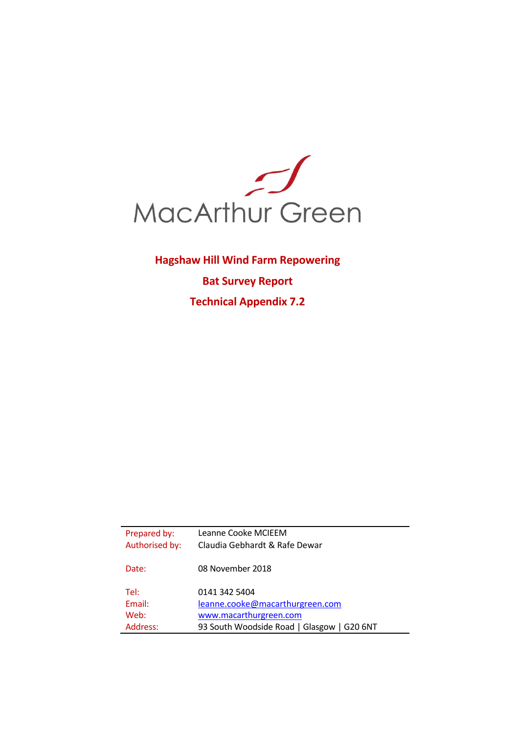MacArthur Green

# Hagshaw Hill Wind Farm Repowering

## Bat Survey Report

## Technical Appendix 7.2

| | |
|---|---|
| Prepared by: | Leanne Cooke MCIEEM |
| Authorised by: | Claudia Gebhardt & Rafe Dewar |
| Date: | 08 November 2018 |
| Tel: | 0141 342 5404 |
| Email: | leanne.cooke@macarthurgreen.com |
| Web: | www.macarthurgreen.com |
| Address: | 93 South Woodside Road \| Glasgow \| G20 6NT |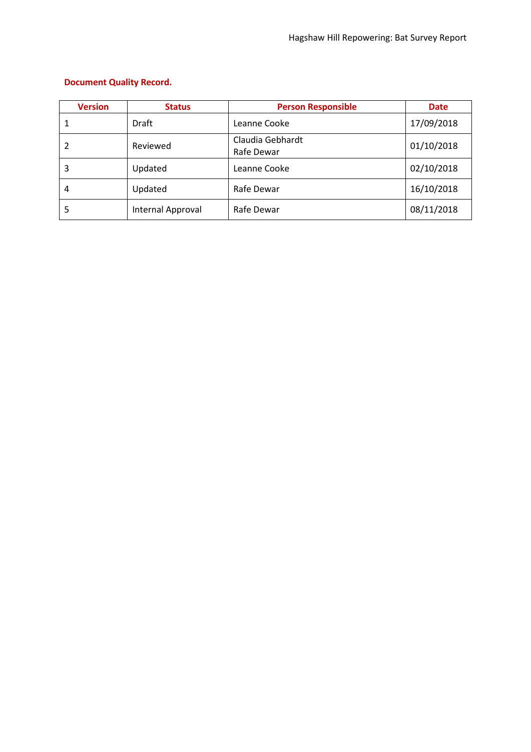**Document Quality Record.**

| Version | Status | Person Responsible | Date |
|---|---|---|---|
| 1 | Draft | Leanne Cooke | 17/09/2018 |
| 2 | Reviewed | Claudia Gebhardt<br>Rafe Dewar | 01/10/2018 |
| 3 | Updated | Leanne Cooke | 02/10/2018 |
| 4 | Updated | Rafe Dewar | 16/10/2018 |
| 5 | Internal Approval | Rafe Dewar | 08/11/2018 |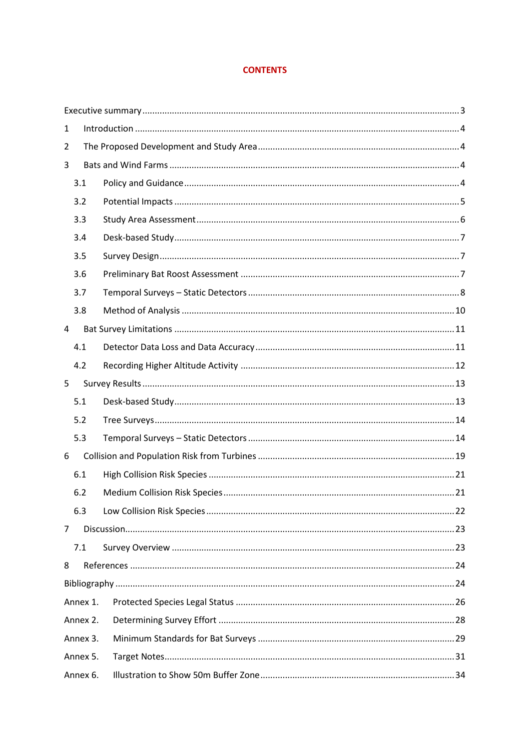# CONTENTS

Executive summary ........................................ 3

1 Introduction ........................................ 4

2 The Proposed Development and Study Area ........................................ 4

3 Bats and Wind Farms ........................................ 4

- 3.1 Policy and Guidance ........................................ 4
- 3.2 Potential Impacts ........................................ 5
- 3.3 Study Area Assessment ........................................ 6
- 3.4 Desk-based Study ........................................ 7
- 3.5 Survey Design ........................................ 7
- 3.6 Preliminary Bat Roost Assessment ........................................ 7
- 3.7 Temporal Surveys – Static Detectors ........................................ 8
- 3.8 Method of Analysis ........................................ 10

4 Bat Survey Limitations ........................................ 11

- 4.1 Detector Data Loss and Data Accuracy ........................................ 11
- 4.2 Recording Higher Altitude Activity ........................................ 12

5 Survey Results ........................................ 13

- 5.1 Desk-based Study ........................................ 13
- 5.2 Tree Surveys ........................................ 14
- 5.3 Temporal Surveys – Static Detectors ........................................ 14

6 Collision and Population Risk from Turbines ........................................ 19

- 6.1 High Collision Risk Species ........................................ 21
- 6.2 Medium Collision Risk Species ........................................ 21
- 6.3 Low Collision Risk Species ........................................ 22

7 Discussion ........................................ 23

- 7.1 Survey Overview ........................................ 23

8 References ........................................ 24

Bibliography ........................................ 24

Annex 1. Protected Species Legal Status ........................................ 26

Annex 2. Determining Survey Effort ........................................ 28

Annex 3. Minimum Standards for Bat Surveys ........................................ 29

Annex 5. Target Notes ........................................ 31

Annex 6. Illustration to Show 50m Buffer Zone ........................................ 34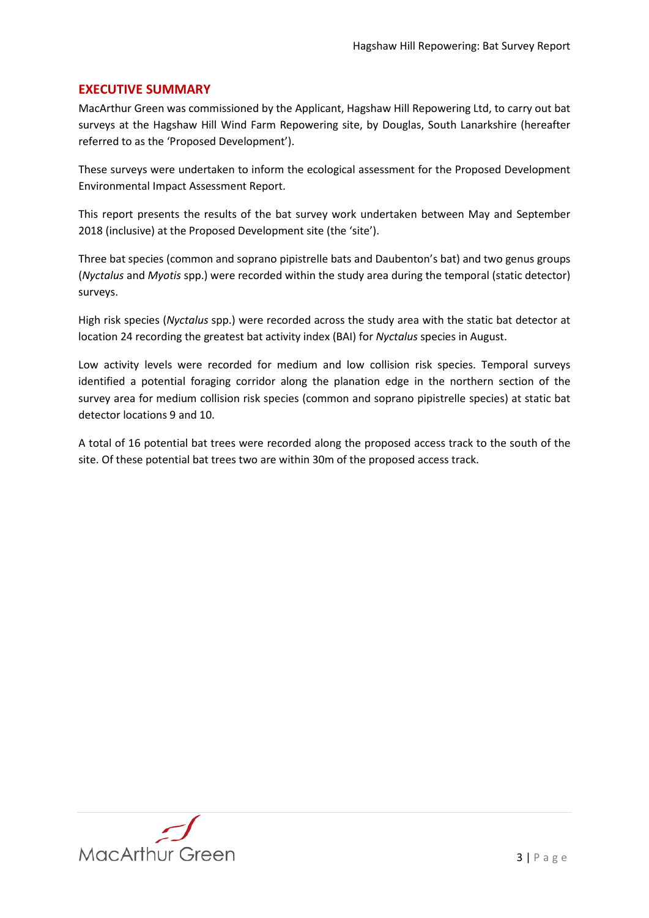## EXECUTIVE SUMMARY

MacArthur Green was commissioned by the Applicant, Hagshaw Hill Repowering Ltd, to carry out bat surveys at the Hagshaw Hill Wind Farm Repowering site, by Douglas, South Lanarkshire (hereafter referred to as the 'Proposed Development').

These surveys were undertaken to inform the ecological assessment for the Proposed Development Environmental Impact Assessment Report.

This report presents the results of the bat survey work undertaken between May and September 2018 (inclusive) at the Proposed Development site (the 'site').

Three bat species (common and soprano pipistrelle bats and Daubenton's bat) and two genus groups (*Nyctalus* and *Myotis* spp.) were recorded within the study area during the temporal (static detector) surveys.

High risk species (*Nyctalus* spp.) were recorded across the study area with the static bat detector at location 24 recording the greatest bat activity index (BAI) for *Nyctalus* species in August.

Low activity levels were recorded for medium and low collision risk species. Temporal surveys identified a potential foraging corridor along the planation edge in the northern section of the survey area for medium collision risk species (common and soprano pipistrelle species) at static bat detector locations 9 and 10.

A total of 16 potential bat trees were recorded along the proposed access track to the south of the site. Of these potential bat trees two are within 30m of the proposed access track.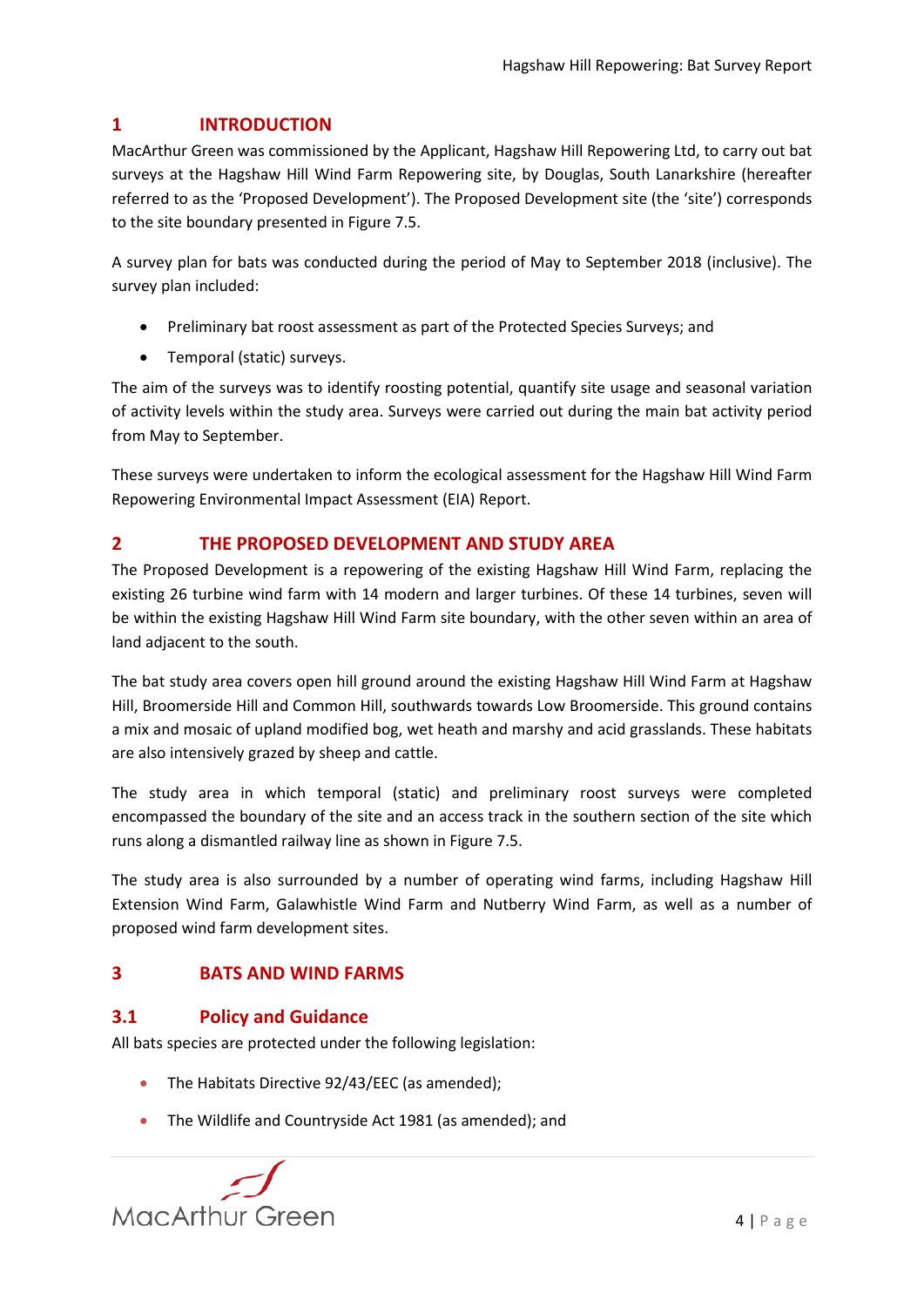# 1 INTRODUCTION

MacArthur Green was commissioned by the Applicant, Hagshaw Hill Repowering Ltd, to carry out bat surveys at the Hagshaw Hill Wind Farm Repowering site, by Douglas, South Lanarkshire (hereafter referred to as the 'Proposed Development'). The Proposed Development site (the 'site') corresponds to the site boundary presented in Figure 7.5.

A survey plan for bats was conducted during the period of May to September 2018 (inclusive). The survey plan included:

- Preliminary bat roost assessment as part of the Protected Species Surveys; and
- Temporal (static) surveys.

The aim of the surveys was to identify roosting potential, quantify site usage and seasonal variation of activity levels within the study area. Surveys were carried out during the main bat activity period from May to September.

These surveys were undertaken to inform the ecological assessment for the Hagshaw Hill Wind Farm Repowering Environmental Impact Assessment (EIA) Report.

# 2 THE PROPOSED DEVELOPMENT AND STUDY AREA

The Proposed Development is a repowering of the existing Hagshaw Hill Wind Farm, replacing the existing 26 turbine wind farm with 14 modern and larger turbines. Of these 14 turbines, seven will be within the existing Hagshaw Hill Wind Farm site boundary, with the other seven within an area of land adjacent to the south.

The bat study area covers open hill ground around the existing Hagshaw Hill Wind Farm at Hagshaw Hill, Broomerside Hill and Common Hill, southwards towards Low Broomerside. This ground contains a mix and mosaic of upland modified bog, wet heath and marshy and acid grasslands. These habitats are also intensively grazed by sheep and cattle.

The study area in which temporal (static) and preliminary roost surveys were completed encompassed the boundary of the site and an access track in the southern section of the site which runs along a dismantled railway line as shown in Figure 7.5.

The study area is also surrounded by a number of operating wind farms, including Hagshaw Hill Extension Wind Farm, Galawhistle Wind Farm and Nutberry Wind Farm, as well as a number of proposed wind farm development sites.

# 3 BATS AND WIND FARMS

## 3.1 Policy and Guidance

All bats species are protected under the following legislation:

- The Habitats Directive 92/43/EEC (as amended);
- The Wildlife and Countryside Act 1981 (as amended); and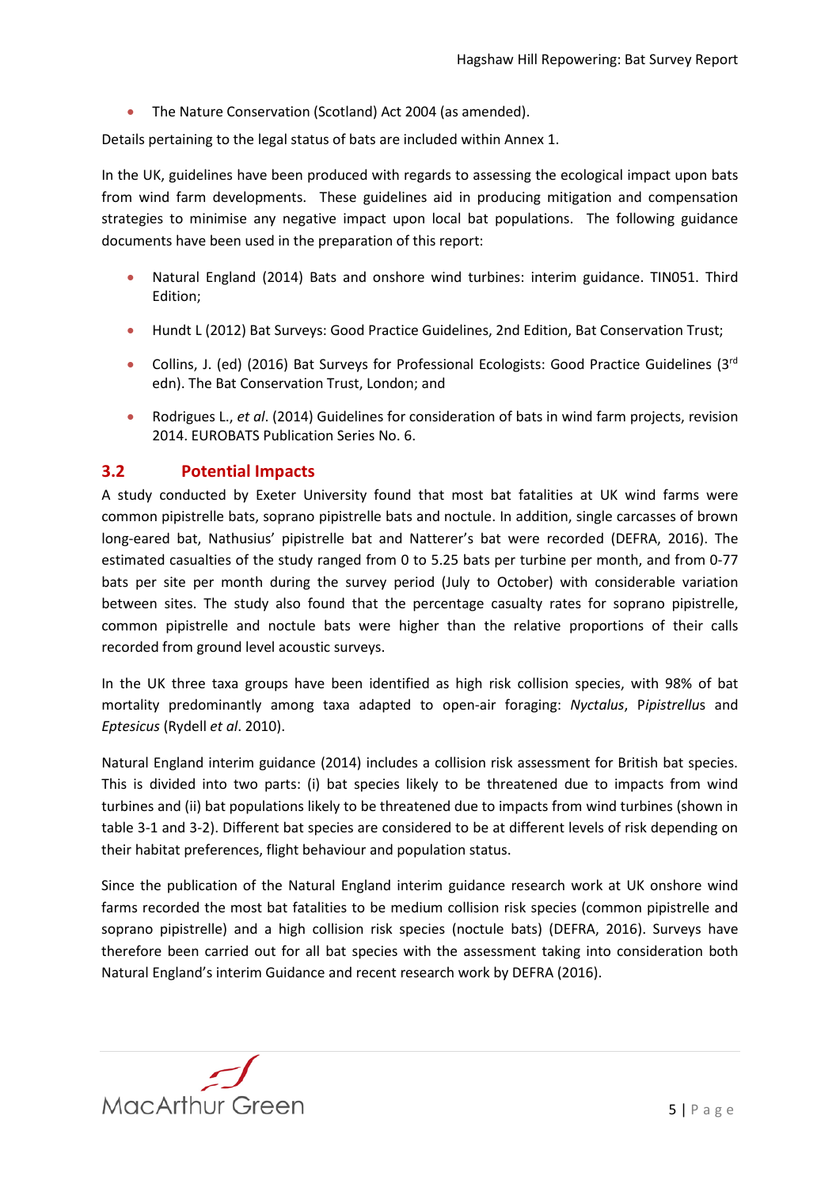- The Nature Conservation (Scotland) Act 2004 (as amended).

Details pertaining to the legal status of bats are included within Annex 1.

In the UK, guidelines have been produced with regards to assessing the ecological impact upon bats from wind farm developments. These guidelines aid in producing mitigation and compensation strategies to minimise any negative impact upon local bat populations. The following guidance documents have been used in the preparation of this report:

- Natural England (2014) Bats and onshore wind turbines: interim guidance. TIN051. Third Edition;
- Hundt L (2012) Bat Surveys: Good Practice Guidelines, 2nd Edition, Bat Conservation Trust;
- Collins, J. (ed) (2016) Bat Surveys for Professional Ecologists: Good Practice Guidelines (3rd edn). The Bat Conservation Trust, London; and
- Rodrigues L., *et al*. (2014) Guidelines for consideration of bats in wind farm projects, revision 2014. EUROBATS Publication Series No. 6.

## 3.2 Potential Impacts

A study conducted by Exeter University found that most bat fatalities at UK wind farms were common pipistrelle bats, soprano pipistrelle bats and noctule. In addition, single carcasses of brown long-eared bat, Nathusius' pipistrelle bat and Natterer's bat were recorded (DEFRA, 2016). The estimated casualties of the study ranged from 0 to 5.25 bats per turbine per month, and from 0-77 bats per site per month during the survey period (July to October) with considerable variation between sites. The study also found that the percentage casualty rates for soprano pipistrelle, common pipistrelle and noctule bats were higher than the relative proportions of their calls recorded from ground level acoustic surveys.

In the UK three taxa groups have been identified as high risk collision species, with 98% of bat mortality predominantly among taxa adapted to open-air foraging: *Nyctalus*, P*ipistrellu*s and *Eptesicus* (Rydell *et al*. 2010).

Natural England interim guidance (2014) includes a collision risk assessment for British bat species. This is divided into two parts: (i) bat species likely to be threatened due to impacts from wind turbines and (ii) bat populations likely to be threatened due to impacts from wind turbines (shown in table 3-1 and 3-2). Different bat species are considered to be at different levels of risk depending on their habitat preferences, flight behaviour and population status.

Since the publication of the Natural England interim guidance research work at UK onshore wind farms recorded the most bat fatalities to be medium collision risk species (common pipistrelle and soprano pipistrelle) and a high collision risk species (noctule bats) (DEFRA, 2016). Surveys have therefore been carried out for all bat species with the assessment taking into consideration both Natural England's interim Guidance and recent research work by DEFRA (2016).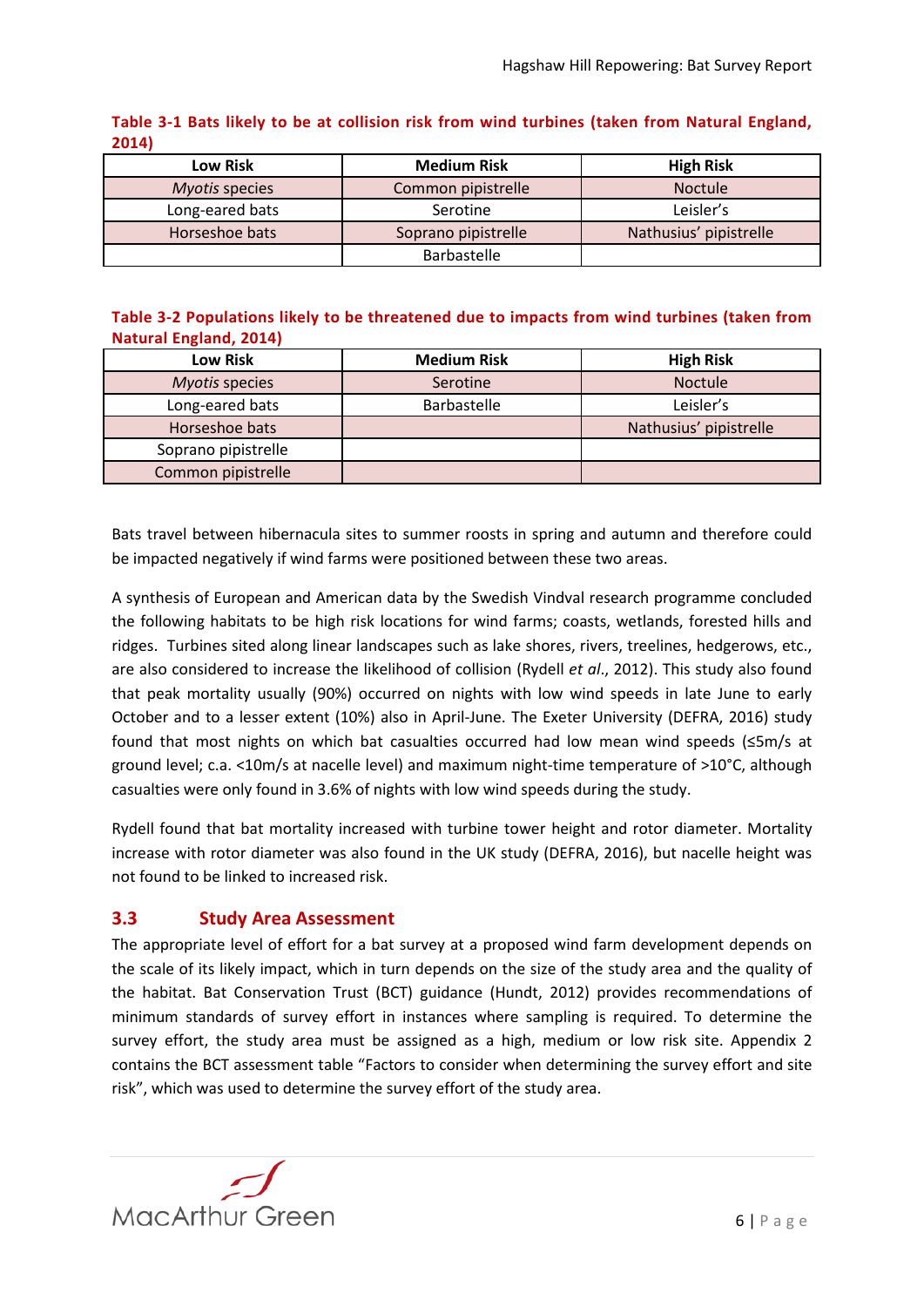**Table 3-1 Bats likely to be at collision risk from wind turbines (taken from Natural England, 2014)**

| Low Risk | Medium Risk | High Risk |
|---|---|---|
| *Myotis* species | Common pipistrelle | Noctule |
| Long-eared bats | Serotine | Leisler's |
| Horseshoe bats | Soprano pipistrelle | Nathusius' pipistrelle |
| | Barbastelle | |

**Table 3-2 Populations likely to be threatened due to impacts from wind turbines (taken from Natural England, 2014)**

| Low Risk | Medium Risk | High Risk |
|---|---|---|
| *Myotis* species | Serotine | Noctule |
| Long-eared bats | Barbastelle | Leisler's |
| Horseshoe bats | | Nathusius' pipistrelle |
| Soprano pipistrelle | | |
| Common pipistrelle | | |

Bats travel between hibernacula sites to summer roosts in spring and autumn and therefore could be impacted negatively if wind farms were positioned between these two areas.

A synthesis of European and American data by the Swedish Vindval research programme concluded the following habitats to be high risk locations for wind farms; coasts, wetlands, forested hills and ridges. Turbines sited along linear landscapes such as lake shores, rivers, treelines, hedgerows, etc., are also considered to increase the likelihood of collision (Rydell *et al*., 2012). This study also found that peak mortality usually (90%) occurred on nights with low wind speeds in late June to early October and to a lesser extent (10%) also in April-June. The Exeter University (DEFRA, 2016) study found that most nights on which bat casualties occurred had low mean wind speeds (≤5m/s at ground level; c.a. <10m/s at nacelle level) and maximum night-time temperature of >10°C, although casualties were only found in 3.6% of nights with low wind speeds during the study.

Rydell found that bat mortality increased with turbine tower height and rotor diameter. Mortality increase with rotor diameter was also found in the UK study (DEFRA, 2016), but nacelle height was not found to be linked to increased risk.

## 3.3 Study Area Assessment

The appropriate level of effort for a bat survey at a proposed wind farm development depends on the scale of its likely impact, which in turn depends on the size of the study area and the quality of the habitat. Bat Conservation Trust (BCT) guidance (Hundt, 2012) provides recommendations of minimum standards of survey effort in instances where sampling is required. To determine the survey effort, the study area must be assigned as a high, medium or low risk site. Appendix 2 contains the BCT assessment table "Factors to consider when determining the survey effort and site risk", which was used to determine the survey effort of the study area.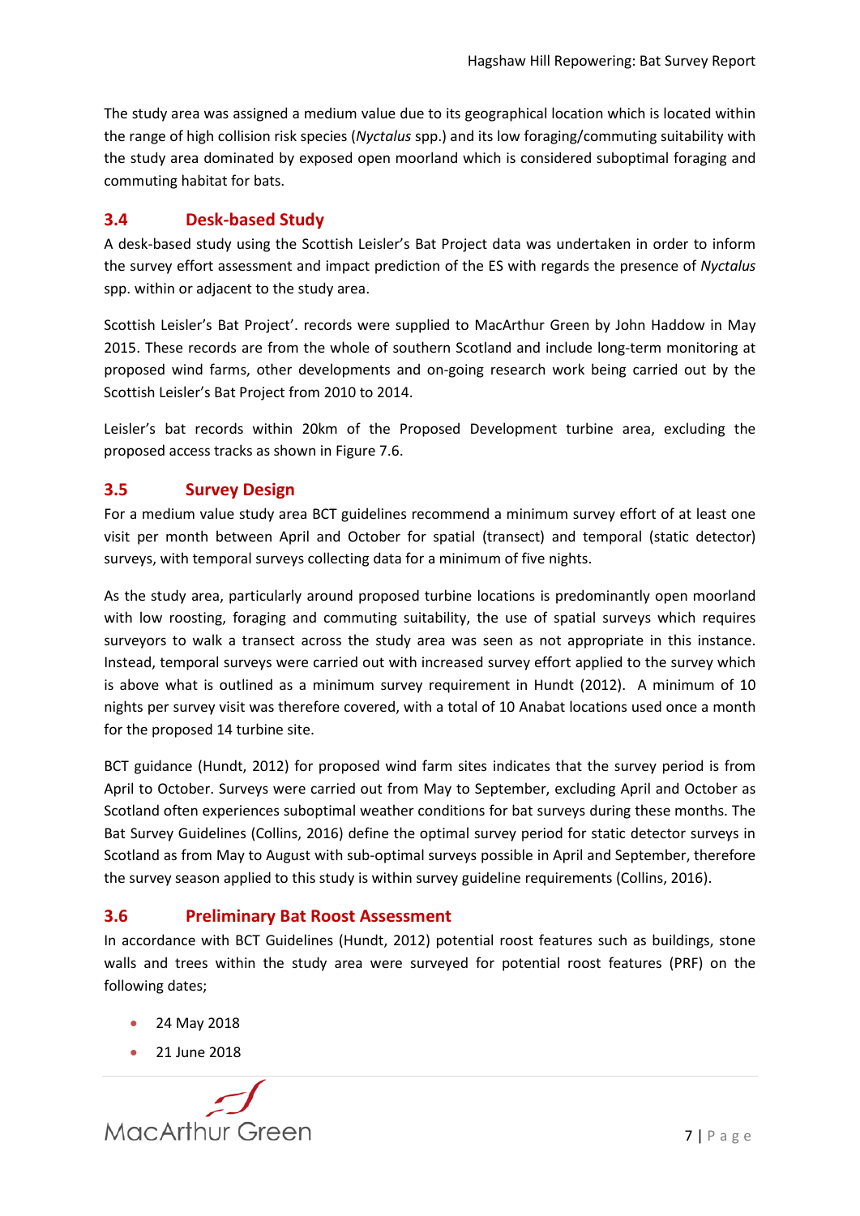The study area was assigned a medium value due to its geographical location which is located within the range of high collision risk species (*Nyctalus* spp.) and its low foraging/commuting suitability with the study area dominated by exposed open moorland which is considered suboptimal foraging and commuting habitat for bats.

## 3.4 Desk-based Study

A desk-based study using the Scottish Leisler's Bat Project data was undertaken in order to inform the survey effort assessment and impact prediction of the ES with regards the presence of *Nyctalus* spp. within or adjacent to the study area.

Scottish Leisler's Bat Project'. records were supplied to MacArthur Green by John Haddow in May 2015. These records are from the whole of southern Scotland and include long-term monitoring at proposed wind farms, other developments and on-going research work being carried out by the Scottish Leisler's Bat Project from 2010 to 2014.

Leisler's bat records within 20km of the Proposed Development turbine area, excluding the proposed access tracks as shown in Figure 7.6.

## 3.5 Survey Design

For a medium value study area BCT guidelines recommend a minimum survey effort of at least one visit per month between April and October for spatial (transect) and temporal (static detector) surveys, with temporal surveys collecting data for a minimum of five nights.

As the study area, particularly around proposed turbine locations is predominantly open moorland with low roosting, foraging and commuting suitability, the use of spatial surveys which requires surveyors to walk a transect across the study area was seen as not appropriate in this instance. Instead, temporal surveys were carried out with increased survey effort applied to the survey which is above what is outlined as a minimum survey requirement in Hundt (2012). A minimum of 10 nights per survey visit was therefore covered, with a total of 10 Anabat locations used once a month for the proposed 14 turbine site.

BCT guidance (Hundt, 2012) for proposed wind farm sites indicates that the survey period is from April to October. Surveys were carried out from May to September, excluding April and October as Scotland often experiences suboptimal weather conditions for bat surveys during these months. The Bat Survey Guidelines (Collins, 2016) define the optimal survey period for static detector surveys in Scotland as from May to August with sub-optimal surveys possible in April and September, therefore the survey season applied to this study is within survey guideline requirements (Collins, 2016).

## 3.6 Preliminary Bat Roost Assessment

In accordance with BCT Guidelines (Hundt, 2012) potential roost features such as buildings, stone walls and trees within the study area were surveyed for potential roost features (PRF) on the following dates;

- 24 May 2018
- 21 June 2018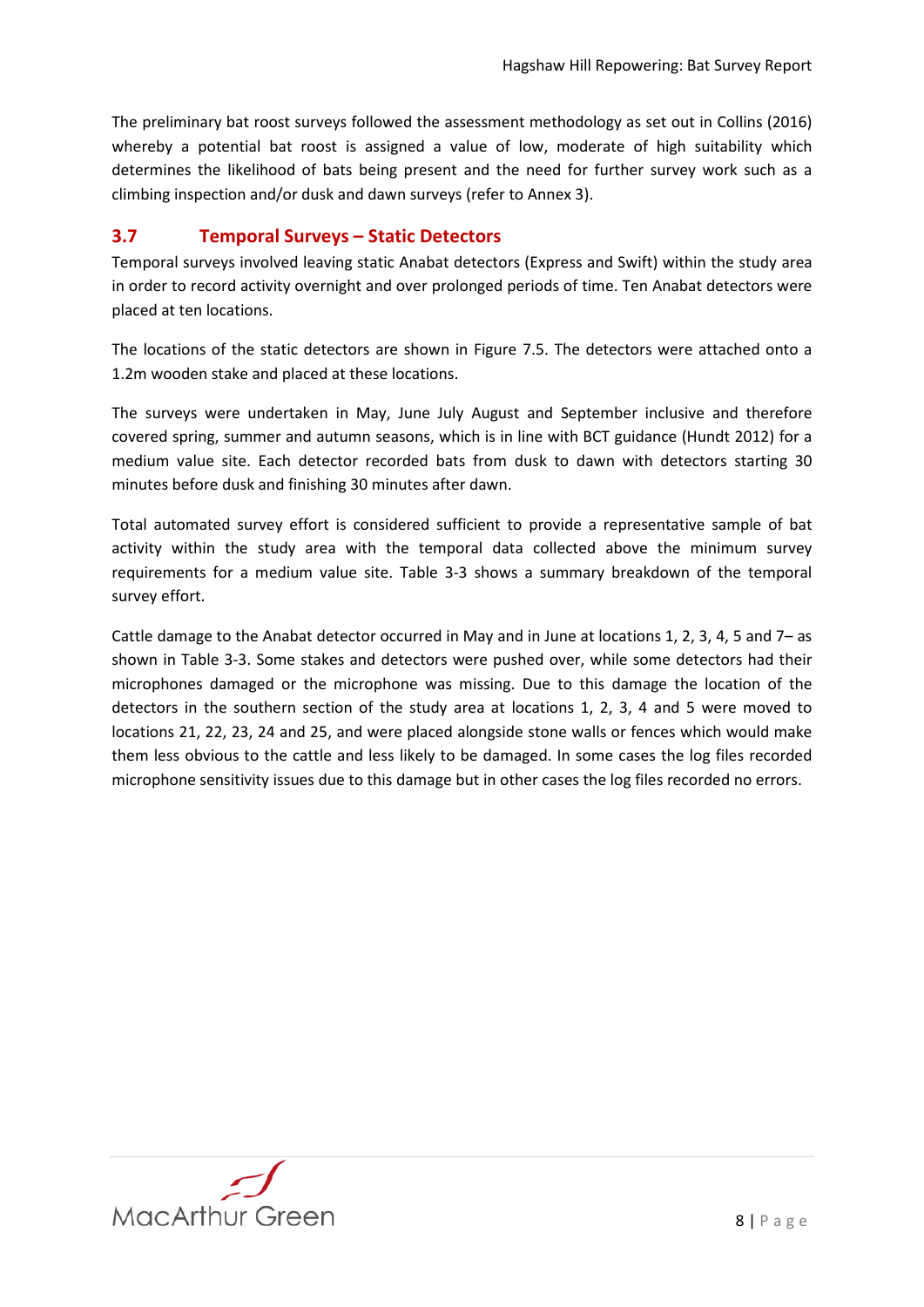The preliminary bat roost surveys followed the assessment methodology as set out in Collins (2016) whereby a potential bat roost is assigned a value of low, moderate of high suitability which determines the likelihood of bats being present and the need for further survey work such as a climbing inspection and/or dusk and dawn surveys (refer to Annex 3).

## 3.7 Temporal Surveys – Static Detectors

Temporal surveys involved leaving static Anabat detectors (Express and Swift) within the study area in order to record activity overnight and over prolonged periods of time. Ten Anabat detectors were placed at ten locations.

The locations of the static detectors are shown in Figure 7.5. The detectors were attached onto a 1.2m wooden stake and placed at these locations.

The surveys were undertaken in May, June July August and September inclusive and therefore covered spring, summer and autumn seasons, which is in line with BCT guidance (Hundt 2012) for a medium value site. Each detector recorded bats from dusk to dawn with detectors starting 30 minutes before dusk and finishing 30 minutes after dawn.

Total automated survey effort is considered sufficient to provide a representative sample of bat activity within the study area with the temporal data collected above the minimum survey requirements for a medium value site. Table 3-3 shows a summary breakdown of the temporal survey effort.

Cattle damage to the Anabat detector occurred in May and in June at locations 1, 2, 3, 4, 5 and 7– as shown in Table 3-3. Some stakes and detectors were pushed over, while some detectors had their microphones damaged or the microphone was missing. Due to this damage the location of the detectors in the southern section of the study area at locations 1, 2, 3, 4 and 5 were moved to locations 21, 22, 23, 24 and 25, and were placed alongside stone walls or fences which would make them less obvious to the cattle and less likely to be damaged. In some cases the log files recorded microphone sensitivity issues due to this damage but in other cases the log files recorded no errors.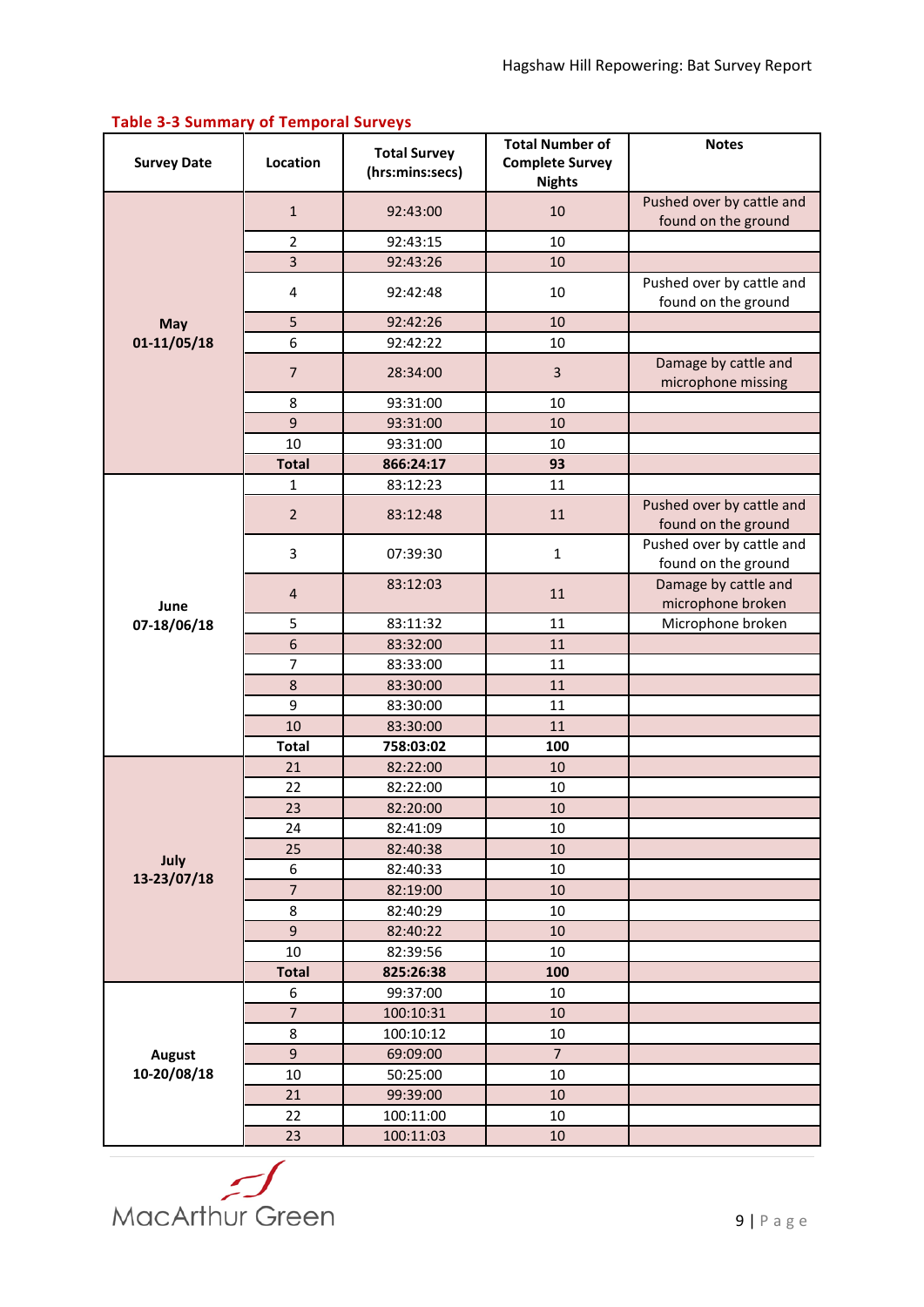**Table 3-3 Summary of Temporal Surveys**

| Survey Date | Location | Total Survey (hrs:mins:secs) | Total Number of Complete Survey Nights | Notes |
|---|---|---|---|---|
| May 01-11/05/18 | 1 | 92:43:00 | 10 | Pushed over by cattle and found on the ground |
| | 2 | 92:43:15 | 10 | |
| | 3 | 92:43:26 | 10 | |
| | 4 | 92:42:48 | 10 | Pushed over by cattle and found on the ground |
| | 5 | 92:42:26 | 10 | |
| | 6 | 92:42:22 | 10 | |
| | 7 | 28:34:00 | 3 | Damage by cattle and microphone missing |
| | 8 | 93:31:00 | 10 | |
| | 9 | 93:31:00 | 10 | |
| | 10 | 93:31:00 | 10 | |
| | **Total** | **866:24:17** | **93** | |
| June 07-18/06/18 | 1 | 83:12:23 | 11 | |
| | 2 | 83:12:48 | 11 | Pushed over by cattle and found on the ground |
| | 3 | 07:39:30 | 1 | Pushed over by cattle and found on the ground |
| | 4 | 83:12:03 | 11 | Damage by cattle and microphone broken |
| | 5 | 83:11:32 | 11 | Microphone broken |
| | 6 | 83:32:00 | 11 | |
| | 7 | 83:33:00 | 11 | |
| | 8 | 83:30:00 | 11 | |
| | 9 | 83:30:00 | 11 | |
| | 10 | 83:30:00 | 11 | |
| | **Total** | **758:03:02** | **100** | |
| July 13-23/07/18 | 21 | 82:22:00 | 10 | |
| | 22 | 82:22:00 | 10 | |
| | 23 | 82:20:00 | 10 | |
| | 24 | 82:41:09 | 10 | |
| | 25 | 82:40:38 | 10 | |
| | 6 | 82:40:33 | 10 | |
| | 7 | 82:19:00 | 10 | |
| | 8 | 82:40:29 | 10 | |
| | 9 | 82:40:22 | 10 | |
| | 10 | 82:39:56 | 10 | |
| | **Total** | **825:26:38** | **100** | |
| August 10-20/08/18 | 6 | 99:37:00 | 10 | |
| | 7 | 100:10:31 | 10 | |
| | 8 | 100:10:12 | 10 | |
| | 9 | 69:09:00 | 7 | |
| | 10 | 50:25:00 | 10 | |
| | 21 | 99:39:00 | 10 | |
| | 22 | 100:11:00 | 10 | |
| | 23 | 100:11:03 | 10 | |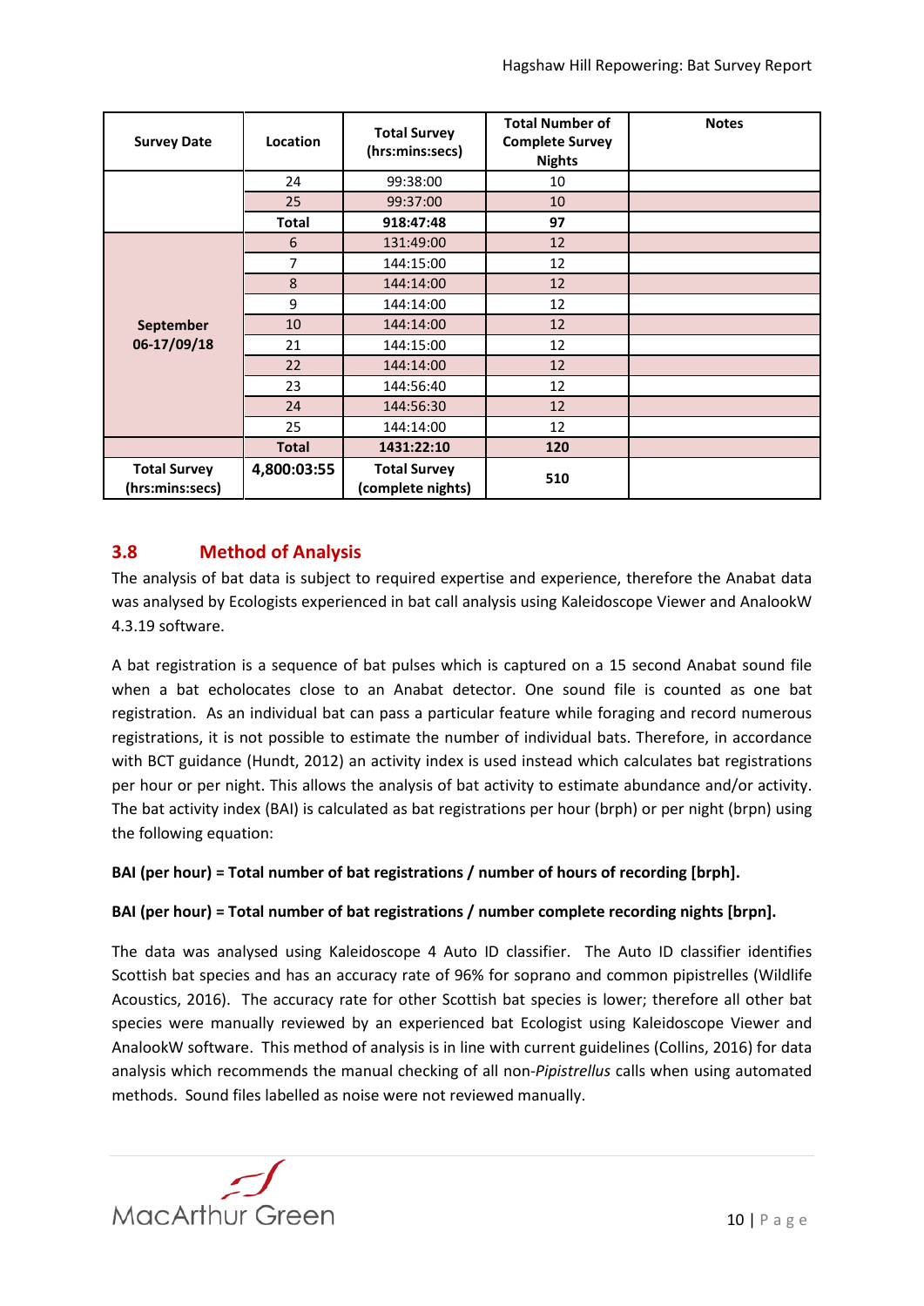| Survey Date | Location | Total Survey (hrs:mins:secs) | Total Number of Complete Survey Nights | Notes |
|---|---|---|---|---|
| | 24 | 99:38:00 | 10 | |
| | 25 | 99:37:00 | 10 | |
| | **Total** | **918:47:48** | **97** | |
| **September 06-17/09/18** | 6 | 131:49:00 | 12 | |
| | 7 | 144:15:00 | 12 | |
| | 8 | 144:14:00 | 12 | |
| | 9 | 144:14:00 | 12 | |
| | 10 | 144:14:00 | 12 | |
| | 21 | 144:15:00 | 12 | |
| | 22 | 144:14:00 | 12 | |
| | 23 | 144:56:40 | 12 | |
| | 24 | 144:56:30 | 12 | |
| | 25 | 144:14:00 | 12 | |
| | **Total** | **1431:22:10** | **120** | |
| **Total Survey (hrs:mins:secs)** | **4,800:03:55** | **Total Survey (complete nights)** | **510** | |

## 3.8 Method of Analysis

The analysis of bat data is subject to required expertise and experience, therefore the Anabat data was analysed by Ecologists experienced in bat call analysis using Kaleidoscope Viewer and AnalookW 4.3.19 software.

A bat registration is a sequence of bat pulses which is captured on a 15 second Anabat sound file when a bat echolocates close to an Anabat detector. One sound file is counted as one bat registration. As an individual bat can pass a particular feature while foraging and record numerous registrations, it is not possible to estimate the number of individual bats. Therefore, in accordance with BCT guidance (Hundt, 2012) an activity index is used instead which calculates bat registrations per hour or per night. This allows the analysis of bat activity to estimate abundance and/or activity. The bat activity index (BAI) is calculated as bat registrations per hour (brph) or per night (brpn) using the following equation:

**BAI (per hour) = Total number of bat registrations / number of hours of recording [brph].**

**BAI (per hour) = Total number of bat registrations / number complete recording nights [brpn].**

The data was analysed using Kaleidoscope 4 Auto ID classifier. The Auto ID classifier identifies Scottish bat species and has an accuracy rate of 96% for soprano and common pipistrelles (Wildlife Acoustics, 2016). The accuracy rate for other Scottish bat species is lower; therefore all other bat species were manually reviewed by an experienced bat Ecologist using Kaleidoscope Viewer and AnalookW software. This method of analysis is in line with current guidelines (Collins, 2016) for data analysis which recommends the manual checking of all non-*Pipistrellus* calls when using automated methods. Sound files labelled as noise were not reviewed manually.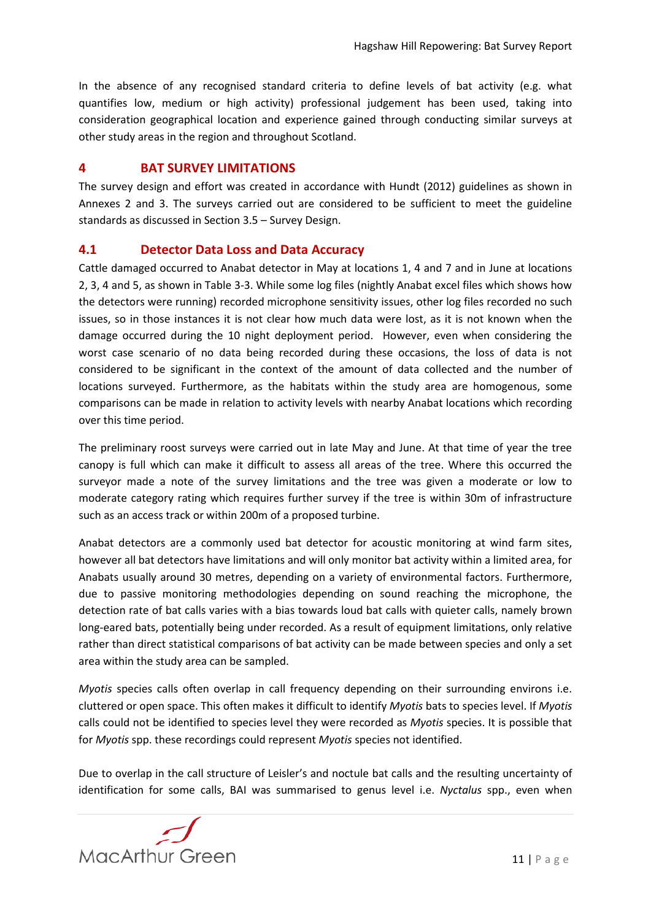In the absence of any recognised standard criteria to define levels of bat activity (e.g. what quantifies low, medium or high activity) professional judgement has been used, taking into consideration geographical location and experience gained through conducting similar surveys at other study areas in the region and throughout Scotland.

# 4 BAT SURVEY LIMITATIONS

The survey design and effort was created in accordance with Hundt (2012) guidelines as shown in Annexes 2 and 3. The surveys carried out are considered to be sufficient to meet the guideline standards as discussed in Section 3.5 – Survey Design.

## 4.1 Detector Data Loss and Data Accuracy

Cattle damaged occurred to Anabat detector in May at locations 1, 4 and 7 and in June at locations 2, 3, 4 and 5, as shown in Table 3-3. While some log files (nightly Anabat excel files which shows how the detectors were running) recorded microphone sensitivity issues, other log files recorded no such issues, so in those instances it is not clear how much data were lost, as it is not known when the damage occurred during the 10 night deployment period. However, even when considering the worst case scenario of no data being recorded during these occasions, the loss of data is not considered to be significant in the context of the amount of data collected and the number of locations surveyed. Furthermore, as the habitats within the study area are homogenous, some comparisons can be made in relation to activity levels with nearby Anabat locations which recording over this time period.

The preliminary roost surveys were carried out in late May and June. At that time of year the tree canopy is full which can make it difficult to assess all areas of the tree. Where this occurred the surveyor made a note of the survey limitations and the tree was given a moderate or low to moderate category rating which requires further survey if the tree is within 30m of infrastructure such as an access track or within 200m of a proposed turbine.

Anabat detectors are a commonly used bat detector for acoustic monitoring at wind farm sites, however all bat detectors have limitations and will only monitor bat activity within a limited area, for Anabats usually around 30 metres, depending on a variety of environmental factors. Furthermore, due to passive monitoring methodologies depending on sound reaching the microphone, the detection rate of bat calls varies with a bias towards loud bat calls with quieter calls, namely brown long-eared bats, potentially being under recorded. As a result of equipment limitations, only relative rather than direct statistical comparisons of bat activity can be made between species and only a set area within the study area can be sampled.

*Myotis* species calls often overlap in call frequency depending on their surrounding environs i.e. cluttered or open space. This often makes it difficult to identify *Myotis* bats to species level. If *Myotis* calls could not be identified to species level they were recorded as *Myotis* species. It is possible that for *Myotis* spp. these recordings could represent *Myotis* species not identified.

Due to overlap in the call structure of Leisler's and noctule bat calls and the resulting uncertainty of identification for some calls, BAI was summarised to genus level i.e. *Nyctalus* spp., even when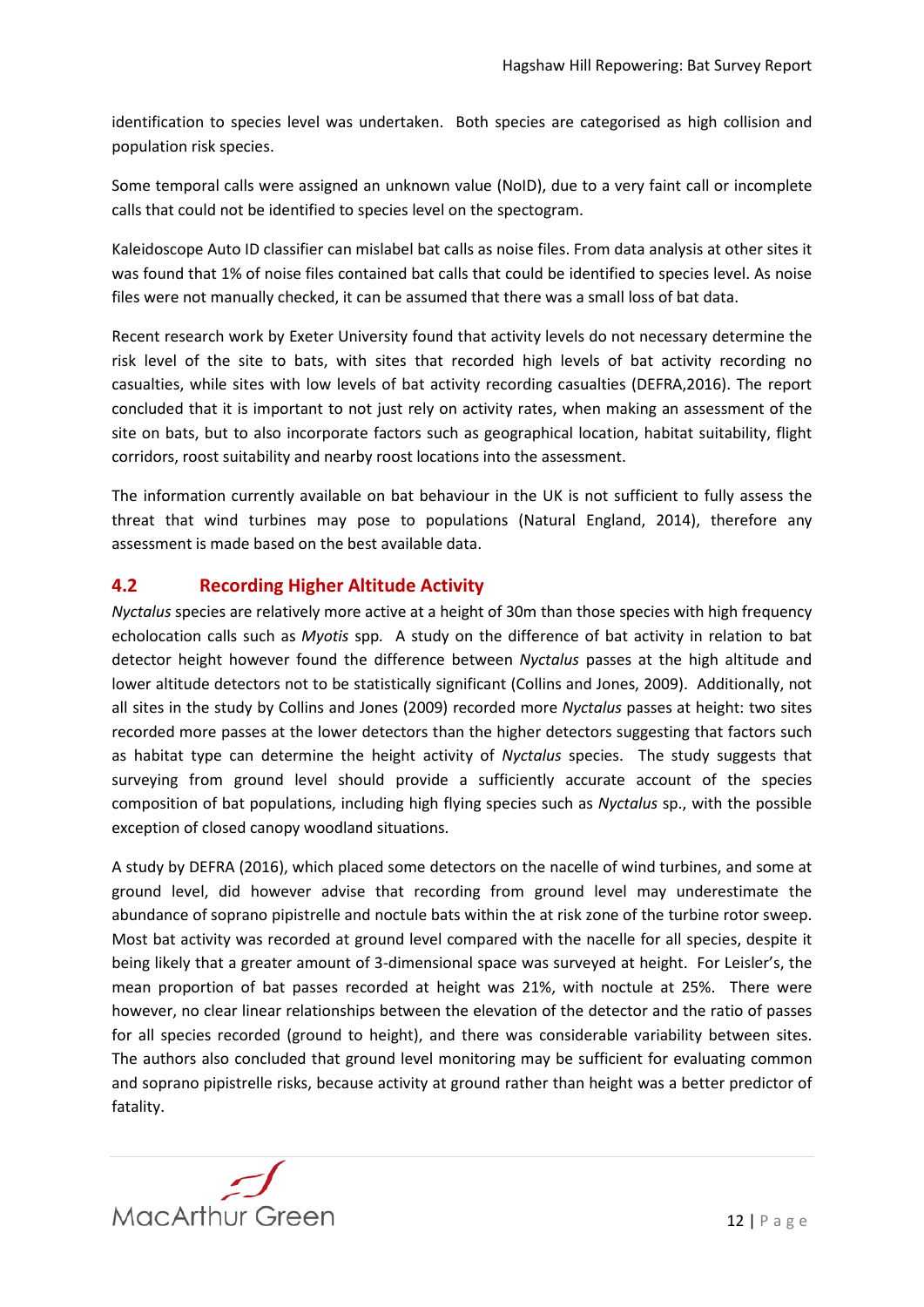identification to species level was undertaken. Both species are categorised as high collision and population risk species.

Some temporal calls were assigned an unknown value (NoID), due to a very faint call or incomplete calls that could not be identified to species level on the spectogram.

Kaleidoscope Auto ID classifier can mislabel bat calls as noise files. From data analysis at other sites it was found that 1% of noise files contained bat calls that could be identified to species level. As noise files were not manually checked, it can be assumed that there was a small loss of bat data.

Recent research work by Exeter University found that activity levels do not necessary determine the risk level of the site to bats, with sites that recorded high levels of bat activity recording no casualties, while sites with low levels of bat activity recording casualties (DEFRA,2016). The report concluded that it is important to not just rely on activity rates, when making an assessment of the site on bats, but to also incorporate factors such as geographical location, habitat suitability, flight corridors, roost suitability and nearby roost locations into the assessment.

The information currently available on bat behaviour in the UK is not sufficient to fully assess the threat that wind turbines may pose to populations (Natural England, 2014), therefore any assessment is made based on the best available data.

## 4.2 Recording Higher Altitude Activity

*Nyctalus* species are relatively more active at a height of 30m than those species with high frequency echolocation calls such as *Myotis* spp. A study on the difference of bat activity in relation to bat detector height however found the difference between *Nyctalus* passes at the high altitude and lower altitude detectors not to be statistically significant (Collins and Jones, 2009). Additionally, not all sites in the study by Collins and Jones (2009) recorded more *Nyctalus* passes at height: two sites recorded more passes at the lower detectors than the higher detectors suggesting that factors such as habitat type can determine the height activity of *Nyctalus* species. The study suggests that surveying from ground level should provide a sufficiently accurate account of the species composition of bat populations, including high flying species such as *Nyctalus* sp., with the possible exception of closed canopy woodland situations.

A study by DEFRA (2016), which placed some detectors on the nacelle of wind turbines, and some at ground level, did however advise that recording from ground level may underestimate the abundance of soprano pipistrelle and noctule bats within the at risk zone of the turbine rotor sweep. Most bat activity was recorded at ground level compared with the nacelle for all species, despite it being likely that a greater amount of 3-dimensional space was surveyed at height. For Leisler's, the mean proportion of bat passes recorded at height was 21%, with noctule at 25%. There were however, no clear linear relationships between the elevation of the detector and the ratio of passes for all species recorded (ground to height), and there was considerable variability between sites. The authors also concluded that ground level monitoring may be sufficient for evaluating common and soprano pipistrelle risks, because activity at ground rather than height was a better predictor of fatality.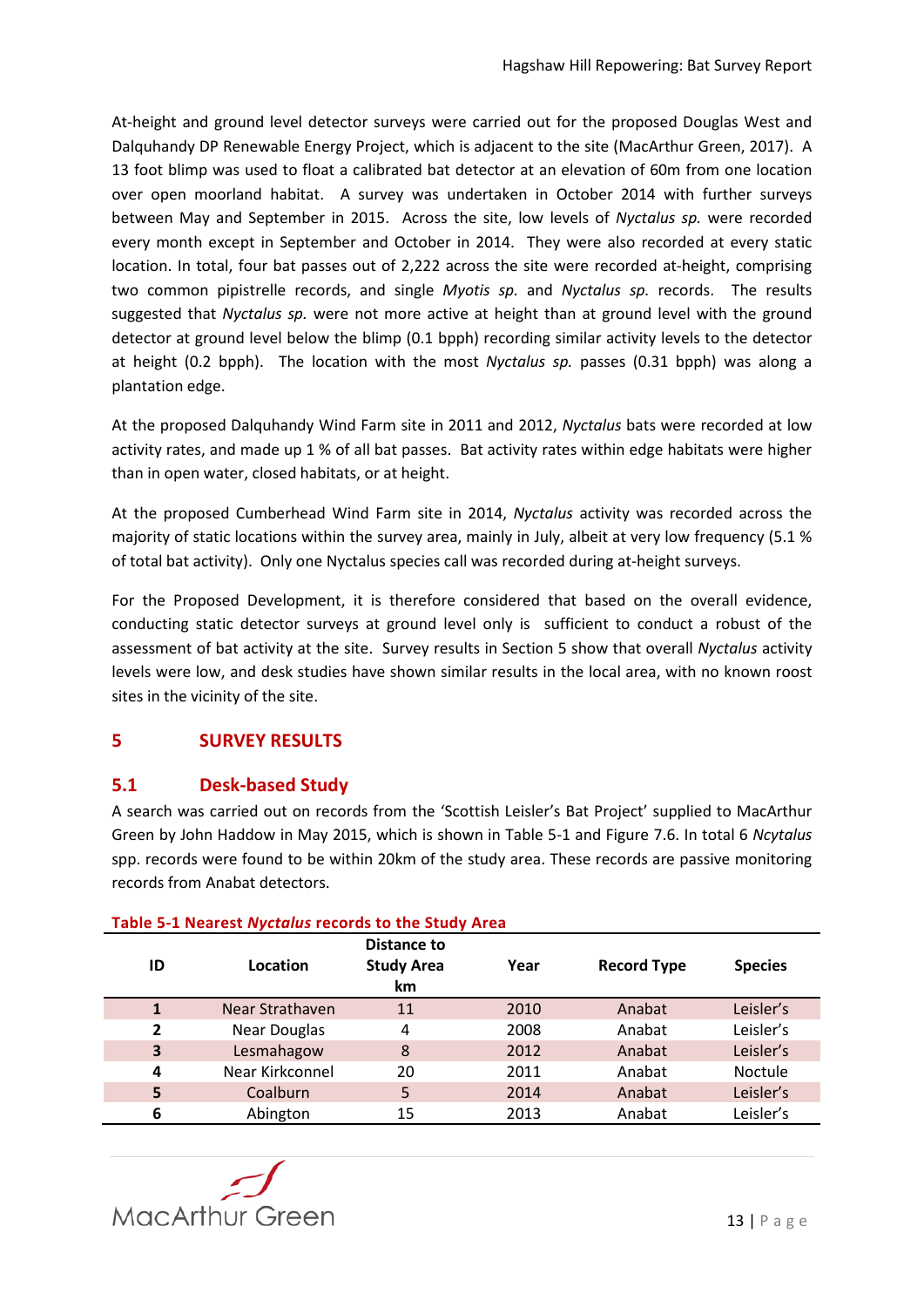At-height and ground level detector surveys were carried out for the proposed Douglas West and Dalquhandy DP Renewable Energy Project, which is adjacent to the site (MacArthur Green, 2017). A 13 foot blimp was used to float a calibrated bat detector at an elevation of 60m from one location over open moorland habitat. A survey was undertaken in October 2014 with further surveys between May and September in 2015. Across the site, low levels of *Nyctalus sp.* were recorded every month except in September and October in 2014. They were also recorded at every static location. In total, four bat passes out of 2,222 across the site were recorded at-height, comprising two common pipistrelle records, and single *Myotis sp.* and *Nyctalus sp.* records. The results suggested that *Nyctalus sp.* were not more active at height than at ground level with the ground detector at ground level below the blimp (0.1 bpph) recording similar activity levels to the detector at height (0.2 bpph). The location with the most *Nyctalus sp.* passes (0.31 bpph) was along a plantation edge.

At the proposed Dalquhandy Wind Farm site in 2011 and 2012, *Nyctalus* bats were recorded at low activity rates, and made up 1 % of all bat passes. Bat activity rates within edge habitats were higher than in open water, closed habitats, or at height.

At the proposed Cumberhead Wind Farm site in 2014, *Nyctalus* activity was recorded across the majority of static locations within the survey area, mainly in July, albeit at very low frequency (5.1 % of total bat activity). Only one Nyctalus species call was recorded during at-height surveys.

For the Proposed Development, it is therefore considered that based on the overall evidence, conducting static detector surveys at ground level only is sufficient to conduct a robust of the assessment of bat activity at the site. Survey results in Section 5 show that overall *Nyctalus* activity levels were low, and desk studies have shown similar results in the local area, with no known roost sites in the vicinity of the site.

# 5 SURVEY RESULTS

## 5.1 Desk-based Study

A search was carried out on records from the 'Scottish Leisler's Bat Project' supplied to MacArthur Green by John Haddow in May 2015, which is shown in Table 5-1 and Figure 7.6. In total 6 *Ncytalus* spp. records were found to be within 20km of the study area. These records are passive monitoring records from Anabat detectors.

**Table 5-1 Nearest *Nyctalus* records to the Study Area**

| ID | Location | Distance to Study Area km | Year | Record Type | Species |
|---|---|---|---|---|---|
| **1** | Near Strathaven | 11 | 2010 | Anabat | Leisler's |
| **2** | Near Douglas | 4 | 2008 | Anabat | Leisler's |
| **3** | Lesmahagow | 8 | 2012 | Anabat | Leisler's |
| **4** | Near Kirkconnel | 20 | 2011 | Anabat | Noctule |
| **5** | Coalburn | 5 | 2014 | Anabat | Leisler's |
| **6** | Abington | 15 | 2013 | Anabat | Leisler's |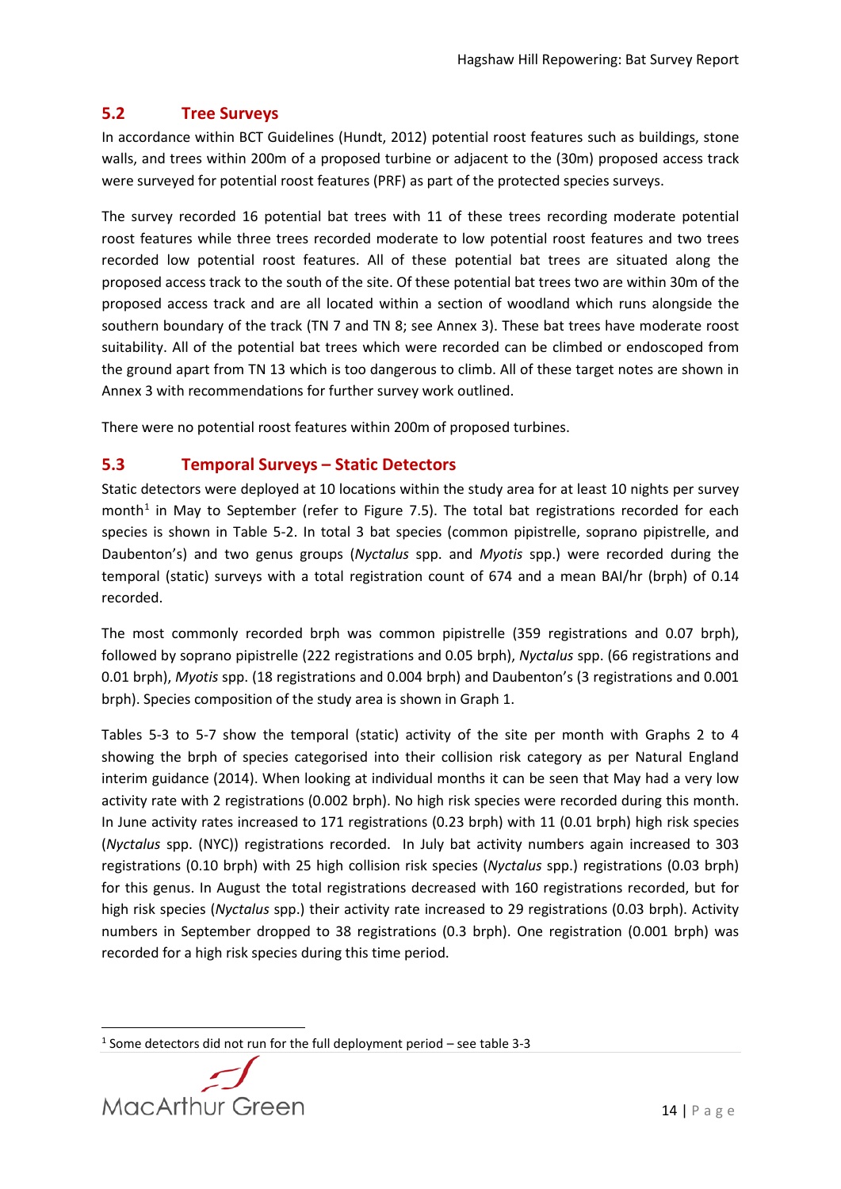## 5.2 Tree Surveys

In accordance within BCT Guidelines (Hundt, 2012) potential roost features such as buildings, stone walls, and trees within 200m of a proposed turbine or adjacent to the (30m) proposed access track were surveyed for potential roost features (PRF) as part of the protected species surveys.

The survey recorded 16 potential bat trees with 11 of these trees recording moderate potential roost features while three trees recorded moderate to low potential roost features and two trees recorded low potential roost features. All of these potential bat trees are situated along the proposed access track to the south of the site. Of these potential bat trees two are within 30m of the proposed access track and are all located within a section of woodland which runs alongside the southern boundary of the track (TN 7 and TN 8; see Annex 3). These bat trees have moderate roost suitability. All of the potential bat trees which were recorded can be climbed or endoscoped from the ground apart from TN 13 which is too dangerous to climb. All of these target notes are shown in Annex 3 with recommendations for further survey work outlined.

There were no potential roost features within 200m of proposed turbines.

## 5.3 Temporal Surveys – Static Detectors

Static detectors were deployed at 10 locations within the study area for at least 10 nights per survey month[1] in May to September (refer to Figure 7.5). The total bat registrations recorded for each species is shown in Table 5-2. In total 3 bat species (common pipistrelle, soprano pipistrelle, and Daubenton's) and two genus groups (*Nyctalus* spp. and *Myotis* spp.) were recorded during the temporal (static) surveys with a total registration count of 674 and a mean BAI/hr (brph) of 0.14 recorded.

The most commonly recorded brph was common pipistrelle (359 registrations and 0.07 brph), followed by soprano pipistrelle (222 registrations and 0.05 brph), *Nyctalus* spp. (66 registrations and 0.01 brph), *Myotis* spp. (18 registrations and 0.004 brph) and Daubenton's (3 registrations and 0.001 brph). Species composition of the study area is shown in Graph 1.

Tables 5-3 to 5-7 show the temporal (static) activity of the site per month with Graphs 2 to 4 showing the brph of species categorised into their collision risk category as per Natural England interim guidance (2014). When looking at individual months it can be seen that May had a very low activity rate with 2 registrations (0.002 brph). No high risk species were recorded during this month. In June activity rates increased to 171 registrations (0.23 brph) with 11 (0.01 brph) high risk species (*Nyctalus* spp. (NYC)) registrations recorded. In July bat activity numbers again increased to 303 registrations (0.10 brph) with 25 high collision risk species (*Nyctalus* spp.) registrations (0.03 brph) for this genus. In August the total registrations decreased with 160 registrations recorded, but for high risk species (*Nyctalus* spp.) their activity rate increased to 29 registrations (0.03 brph). Activity numbers in September dropped to 38 registrations (0.3 brph). One registration (0.001 brph) was recorded for a high risk species during this time period.

[1] Some detectors did not run for the full deployment period – see table 3-3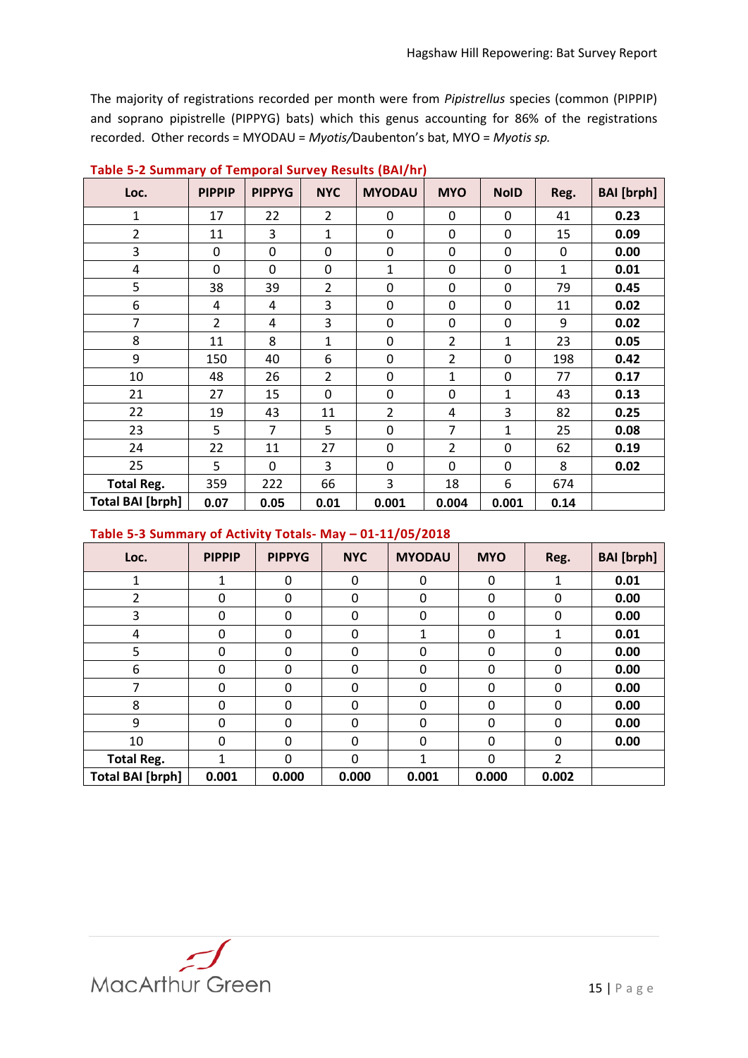The majority of registrations recorded per month were from *Pipistrellus* species (common (PIPPIP) and soprano pipistrelle (PIPPYG) bats) which this genus accounting for 86% of the registrations recorded. Other records = MYODAU = *Myotis/*Daubenton's bat, MYO = *Myotis sp.*

**Table 5-2 Summary of Temporal Survey Results (BAI/hr)**

| Loc. | PIPPIP | PIPPYG | NYC | MYODAU | MYO | NoID | Reg. | BAI [brph] |
|---|---|---|---|---|---|---|---|---|
| 1 | 17 | 22 | 2 | 0 | 0 | 0 | 41 | **0.23** |
| 2 | 11 | 3 | 1 | 0 | 0 | 0 | 15 | **0.09** |
| 3 | 0 | 0 | 0 | 0 | 0 | 0 | 0 | **0.00** |
| 4 | 0 | 0 | 0 | 1 | 0 | 0 | 1 | **0.01** |
| 5 | 38 | 39 | 2 | 0 | 0 | 0 | 79 | **0.45** |
| 6 | 4 | 4 | 3 | 0 | 0 | 0 | 11 | **0.02** |
| 7 | 2 | 4 | 3 | 0 | 0 | 0 | 9 | **0.02** |
| 8 | 11 | 8 | 1 | 0 | 2 | 1 | 23 | **0.05** |
| 9 | 150 | 40 | 6 | 0 | 2 | 0 | 198 | **0.42** |
| 10 | 48 | 26 | 2 | 0 | 1 | 0 | 77 | **0.17** |
| 21 | 27 | 15 | 0 | 0 | 0 | 1 | 43 | **0.13** |
| 22 | 19 | 43 | 11 | 2 | 4 | 3 | 82 | **0.25** |
| 23 | 5 | 7 | 5 | 0 | 7 | 1 | 25 | **0.08** |
| 24 | 22 | 11 | 27 | 0 | 2 | 0 | 62 | **0.19** |
| 25 | 5 | 0 | 3 | 0 | 0 | 0 | 8 | **0.02** |
| **Total Reg.** | 359 | 222 | 66 | 3 | 18 | 6 | 674 | |
| **Total BAI [brph]** | **0.07** | **0.05** | **0.01** | **0.001** | **0.004** | **0.001** | **0.14** | |

**Table 5-3 Summary of Activity Totals- May – 01-11/05/2018**

| Loc. | PIPPIP | PIPPYG | NYC | MYODAU | MYO | Reg. | BAI [brph] |
|---|---|---|---|---|---|---|---|
| 1 | 1 | 0 | 0 | 0 | 0 | 1 | **0.01** |
| 2 | 0 | 0 | 0 | 0 | 0 | 0 | **0.00** |
| 3 | 0 | 0 | 0 | 0 | 0 | 0 | **0.00** |
| 4 | 0 | 0 | 0 | 1 | 0 | 1 | **0.01** |
| 5 | 0 | 0 | 0 | 0 | 0 | 0 | **0.00** |
| 6 | 0 | 0 | 0 | 0 | 0 | 0 | **0.00** |
| 7 | 0 | 0 | 0 | 0 | 0 | 0 | **0.00** |
| 8 | 0 | 0 | 0 | 0 | 0 | 0 | **0.00** |
| 9 | 0 | 0 | 0 | 0 | 0 | 0 | **0.00** |
| 10 | 0 | 0 | 0 | 0 | 0 | 0 | **0.00** |
| **Total Reg.** | 1 | 0 | 0 | 1 | 0 | 2 | |
| **Total BAI [brph]** | **0.001** | **0.000** | **0.000** | **0.001** | **0.000** | **0.002** | |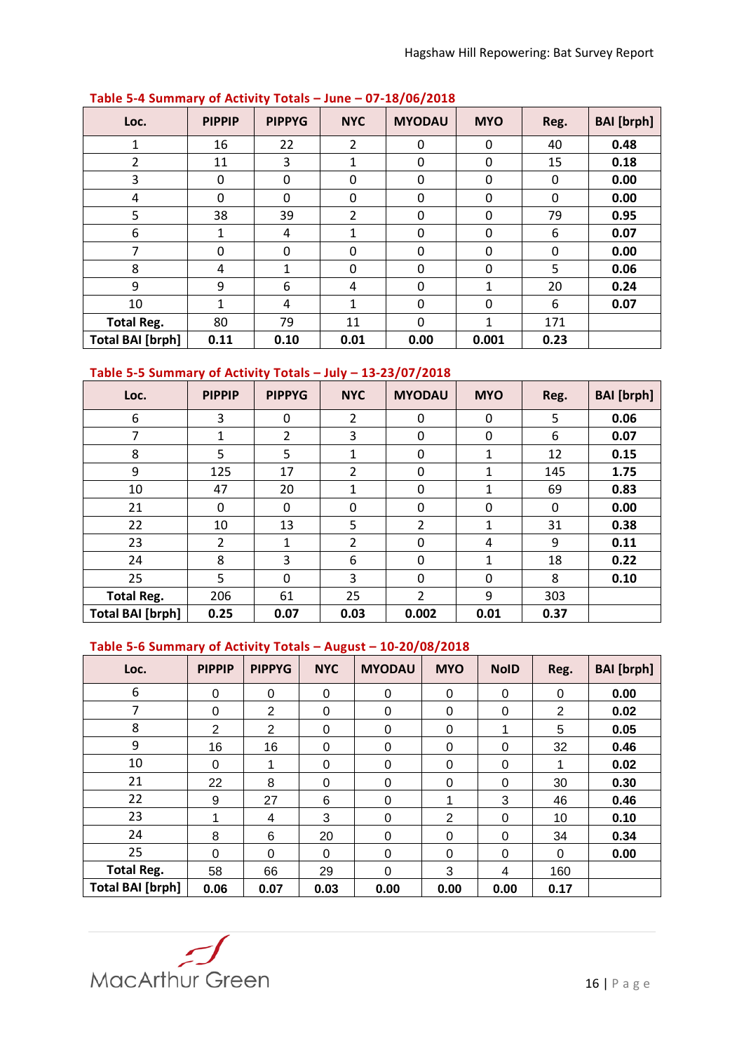**Table 5-4 Summary of Activity Totals – June – 07-18/06/2018**

| Loc. | PIPPIP | PIPPYG | NYC | MYODAU | MYO | Reg. | BAI [brph] |
|---|---|---|---|---|---|---|---|
| 1 | 16 | 22 | 2 | 0 | 0 | 40 | **0.48** |
| 2 | 11 | 3 | 1 | 0 | 0 | 15 | **0.18** |
| 3 | 0 | 0 | 0 | 0 | 0 | 0 | **0.00** |
| 4 | 0 | 0 | 0 | 0 | 0 | 0 | **0.00** |
| 5 | 38 | 39 | 2 | 0 | 0 | 79 | **0.95** |
| 6 | 1 | 4 | 1 | 0 | 0 | 6 | **0.07** |
| 7 | 0 | 0 | 0 | 0 | 0 | 0 | **0.00** |
| 8 | 4 | 1 | 0 | 0 | 0 | 5 | **0.06** |
| 9 | 9 | 6 | 4 | 0 | 1 | 20 | **0.24** |
| 10 | 1 | 4 | 1 | 0 | 0 | 6 | **0.07** |
| **Total Reg.** | 80 | 79 | 11 | 0 | 1 | 171 | |
| **Total BAI [brph]** | **0.11** | **0.10** | **0.01** | **0.00** | **0.001** | **0.23** | |

**Table 5-5 Summary of Activity Totals – July – 13-23/07/2018**

| Loc. | PIPPIP | PIPPYG | NYC | MYODAU | MYO | Reg. | BAI [brph] |
|---|---|---|---|---|---|---|---|
| 6 | 3 | 0 | 2 | 0 | 0 | 5 | **0.06** |
| 7 | 1 | 2 | 3 | 0 | 0 | 6 | **0.07** |
| 8 | 5 | 5 | 1 | 0 | 1 | 12 | **0.15** |
| 9 | 125 | 17 | 2 | 0 | 1 | 145 | **1.75** |
| 10 | 47 | 20 | 1 | 0 | 1 | 69 | **0.83** |
| 21 | 0 | 0 | 0 | 0 | 0 | 0 | **0.00** |
| 22 | 10 | 13 | 5 | 2 | 1 | 31 | **0.38** |
| 23 | 2 | 1 | 2 | 0 | 4 | 9 | **0.11** |
| 24 | 8 | 3 | 6 | 0 | 1 | 18 | **0.22** |
| 25 | 5 | 0 | 3 | 0 | 0 | 8 | **0.10** |
| **Total Reg.** | 206 | 61 | 25 | 2 | 9 | 303 | |
| **Total BAI [brph]** | **0.25** | **0.07** | **0.03** | **0.002** | **0.01** | **0.37** | |

**Table 5-6 Summary of Activity Totals – August – 10-20/08/2018**

| Loc. | PIPPIP | PIPPYG | NYC | MYODAU | MYO | NoID | Reg. | BAI [brph] |
|---|---|---|---|---|---|---|---|---|
| 6 | 0 | 0 | 0 | 0 | 0 | 0 | 0 | **0.00** |
| 7 | 0 | 2 | 0 | 0 | 0 | 0 | 2 | **0.02** |
| 8 | 2 | 2 | 0 | 0 | 0 | 1 | 5 | **0.05** |
| 9 | 16 | 16 | 0 | 0 | 0 | 0 | 32 | **0.46** |
| 10 | 0 | 1 | 0 | 0 | 0 | 0 | 1 | **0.02** |
| 21 | 22 | 8 | 0 | 0 | 0 | 0 | 30 | **0.30** |
| 22 | 9 | 27 | 6 | 0 | 1 | 3 | 46 | **0.46** |
| 23 | 1 | 4 | 3 | 0 | 2 | 0 | 10 | **0.10** |
| 24 | 8 | 6 | 20 | 0 | 0 | 0 | 34 | **0.34** |
| 25 | 0 | 0 | 0 | 0 | 0 | 0 | 0 | **0.00** |
| **Total Reg.** | 58 | 66 | 29 | 0 | 3 | 4 | 160 | |
| **Total BAI [brph]** | **0.06** | **0.07** | **0.03** | **0.00** | **0.00** | **0.00** | **0.17** | |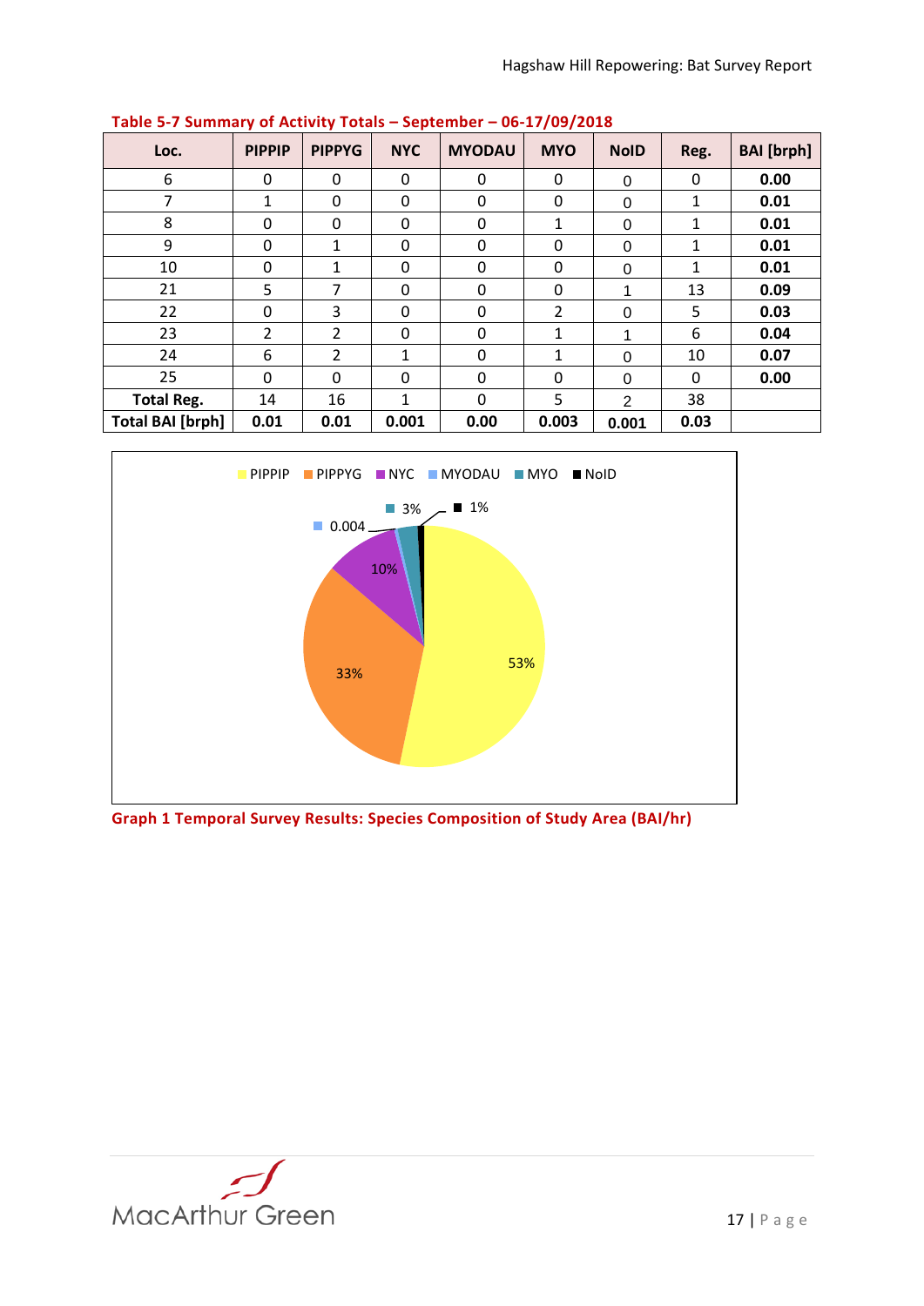**Table 5-7 Summary of Activity Totals – September – 06-17/09/2018**

| Loc. | PIPPIP | PIPPYG | NYC | MYODAU | MYO | NoID | Reg. | BAI [brph] |
|---|---|---|---|---|---|---|---|---|
| 6 | 0 | 0 | 0 | 0 | 0 | 0 | 0 | **0.00** |
| 7 | 1 | 0 | 0 | 0 | 0 | 0 | 1 | **0.01** |
| 8 | 0 | 0 | 0 | 0 | 1 | 0 | 1 | **0.01** |
| 9 | 0 | 1 | 0 | 0 | 0 | 0 | 1 | **0.01** |
| 10 | 0 | 1 | 0 | 0 | 0 | 0 | 1 | **0.01** |
| 21 | 5 | 7 | 0 | 0 | 0 | 1 | 13 | **0.09** |
| 22 | 0 | 3 | 0 | 0 | 2 | 0 | 5 | **0.03** |
| 23 | 2 | 2 | 0 | 0 | 1 | 1 | 6 | **0.04** |
| 24 | 6 | 2 | 1 | 0 | 1 | 0 | 10 | **0.07** |
| 25 | 0 | 0 | 0 | 0 | 0 | 0 | 0 | **0.00** |
| **Total Reg.** | 14 | 16 | 1 | 0 | 5 | 2 | 38 | |
| **Total BAI [brph]** | **0.01** | **0.01** | **0.001** | **0.00** | **0.003** | **0.001** | **0.03** | |

**Graph 1 Temporal Survey Results: Species Composition of Study Area (BAI/hr)**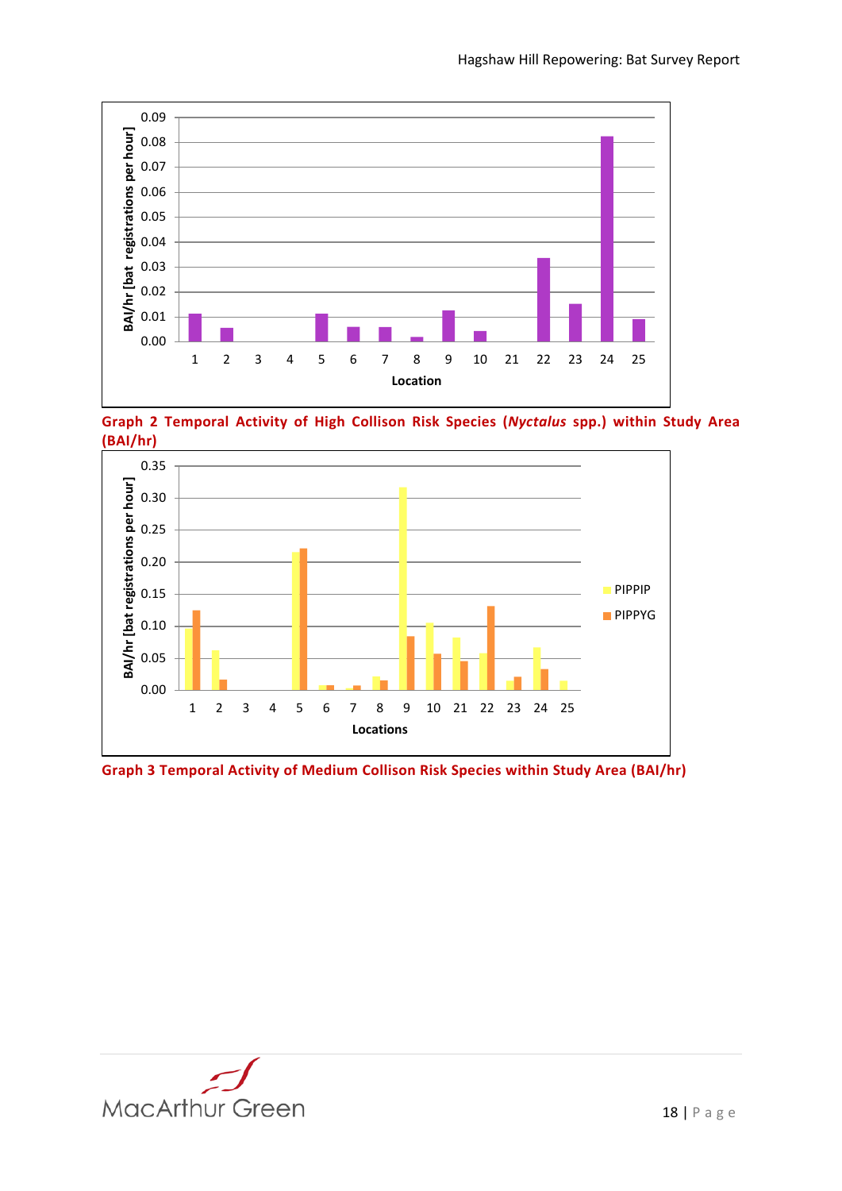Graph 2 Temporal Activity of High Collison Risk Species (*Nyctalus* spp.) within Study Area (BAI/hr)

Graph 3 Temporal Activity of Medium Collison Risk Species within Study Area (BAI/hr)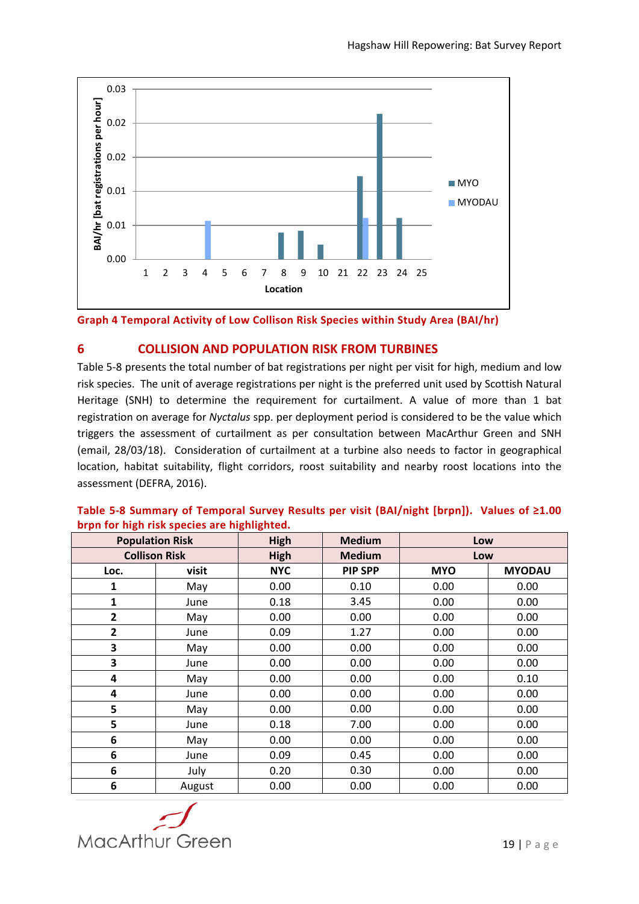Graph 4 Temporal Activity of Low Collison Risk Species within Study Area (BAI/hr)

## 6 COLLISION AND POPULATION RISK FROM TURBINES

Table 5-8 presents the total number of bat registrations per night per visit for high, medium and low risk species. The unit of average registrations per night is the preferred unit used by Scottish Natural Heritage (SNH) to determine the requirement for curtailment. A value of more than 1 bat registration on average for *Nyctalus* spp. per deployment period is considered to be the value which triggers the assessment of curtailment as per consultation between MacArthur Green and SNH (email, 28/03/18). Consideration of curtailment at a turbine also needs to factor in geographical location, habitat suitability, flight corridors, roost suitability and nearby roost locations into the assessment (DEFRA, 2016).

**Table 5-8 Summary of Temporal Survey Results per visit (BAI/night [brpn]). Values of ≥1.00 brpn for high risk species are highlighted.**

| Population Risk | | High | Medium | Low | |
|---|---|---|---|---|---|
| Collison Risk | | High | Medium | Low | |
| Loc. | visit | NYC | PIP SPP | MYO | MYODAU |
| 1 | May | 0.00 | 0.10 | 0.00 | 0.00 |
| 1 | June | 0.18 | 3.45 | 0.00 | 0.00 |
| 2 | May | 0.00 | 0.00 | 0.00 | 0.00 |
| 2 | June | 0.09 | 1.27 | 0.00 | 0.00 |
| 3 | May | 0.00 | 0.00 | 0.00 | 0.00 |
| 3 | June | 0.00 | 0.00 | 0.00 | 0.00 |
| 4 | May | 0.00 | 0.00 | 0.00 | 0.10 |
| 4 | June | 0.00 | 0.00 | 0.00 | 0.00 |
| 5 | May | 0.00 | 0.00 | 0.00 | 0.00 |
| 5 | June | 0.18 | 7.00 | 0.00 | 0.00 |
| 6 | May | 0.00 | 0.00 | 0.00 | 0.00 |
| 6 | June | 0.09 | 0.45 | 0.00 | 0.00 |
| 6 | July | 0.20 | 0.30 | 0.00 | 0.00 |
| 6 | August | 0.00 | 0.00 | 0.00 | 0.00 |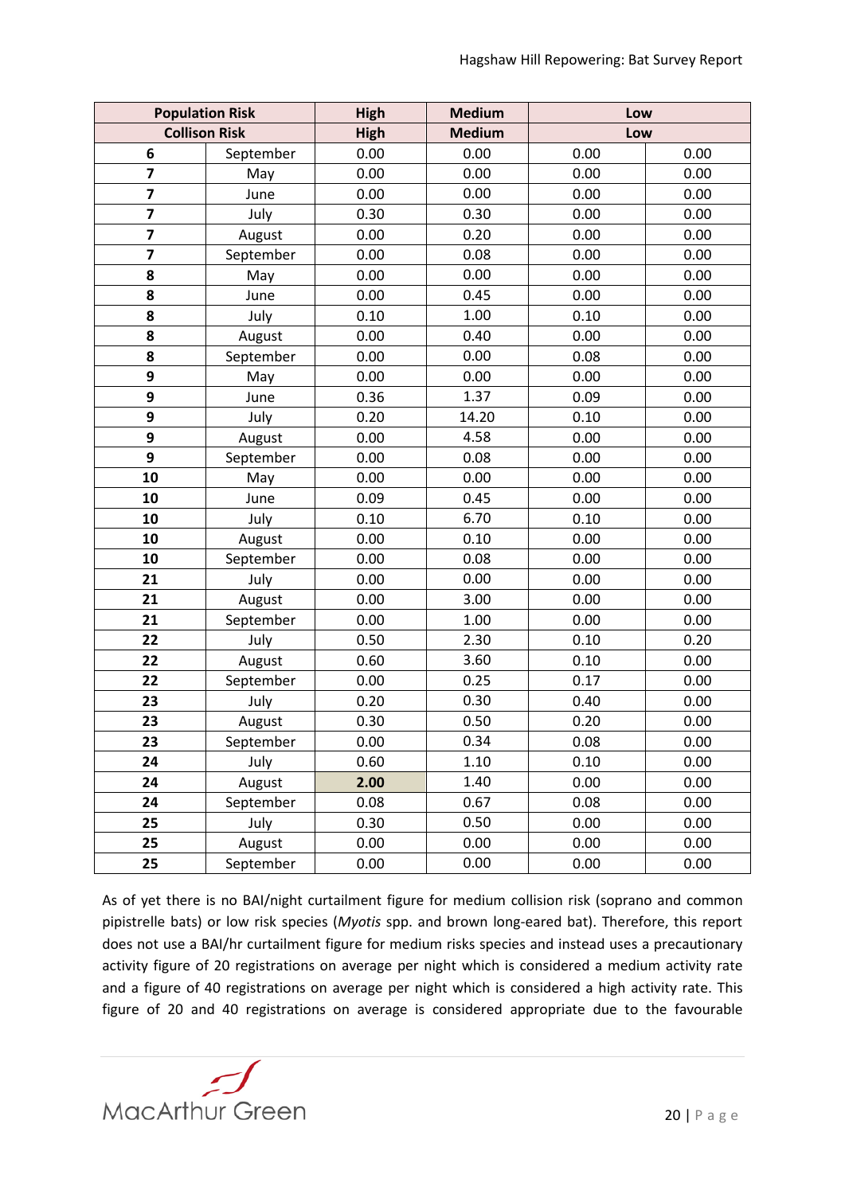| Population Risk | | High | Medium | Low | |
|---|---|---|---|---|---|
| Collison Risk | | High | Medium | Low | |
| **6** | September | 0.00 | 0.00 | 0.00 | 0.00 |
| **7** | May | 0.00 | 0.00 | 0.00 | 0.00 |
| **7** | June | 0.00 | 0.00 | 0.00 | 0.00 |
| **7** | July | 0.30 | 0.30 | 0.00 | 0.00 |
| **7** | August | 0.00 | 0.20 | 0.00 | 0.00 |
| **7** | September | 0.00 | 0.08 | 0.00 | 0.00 |
| **8** | May | 0.00 | 0.00 | 0.00 | 0.00 |
| **8** | June | 0.00 | 0.45 | 0.00 | 0.00 |
| **8** | July | 0.10 | 1.00 | 0.10 | 0.00 |
| **8** | August | 0.00 | 0.40 | 0.00 | 0.00 |
| **8** | September | 0.00 | 0.00 | 0.08 | 0.00 |
| **9** | May | 0.00 | 0.00 | 0.00 | 0.00 |
| **9** | June | 0.36 | 1.37 | 0.09 | 0.00 |
| **9** | July | 0.20 | 14.20 | 0.10 | 0.00 |
| **9** | August | 0.00 | 4.58 | 0.00 | 0.00 |
| **9** | September | 0.00 | 0.08 | 0.00 | 0.00 |
| **10** | May | 0.00 | 0.00 | 0.00 | 0.00 |
| **10** | June | 0.09 | 0.45 | 0.00 | 0.00 |
| **10** | July | 0.10 | 6.70 | 0.10 | 0.00 |
| **10** | August | 0.00 | 0.10 | 0.00 | 0.00 |
| **10** | September | 0.00 | 0.08 | 0.00 | 0.00 |
| **21** | July | 0.00 | 0.00 | 0.00 | 0.00 |
| **21** | August | 0.00 | 3.00 | 0.00 | 0.00 |
| **21** | September | 0.00 | 1.00 | 0.00 | 0.00 |
| **22** | July | 0.50 | 2.30 | 0.10 | 0.20 |
| **22** | August | 0.60 | 3.60 | 0.10 | 0.00 |
| **22** | September | 0.00 | 0.25 | 0.17 | 0.00 |
| **23** | July | 0.20 | 0.30 | 0.40 | 0.00 |
| **23** | August | 0.30 | 0.50 | 0.20 | 0.00 |
| **23** | September | 0.00 | 0.34 | 0.08 | 0.00 |
| **24** | July | 0.60 | 1.10 | 0.10 | 0.00 |
| **24** | August | **2.00** | 1.40 | 0.00 | 0.00 |
| **24** | September | 0.08 | 0.67 | 0.08 | 0.00 |
| **25** | July | 0.30 | 0.50 | 0.00 | 0.00 |
| **25** | August | 0.00 | 0.00 | 0.00 | 0.00 |
| **25** | September | 0.00 | 0.00 | 0.00 | 0.00 |

As of yet there is no BAI/night curtailment figure for medium collision risk (soprano and common pipistrelle bats) or low risk species (*Myotis* spp. and brown long-eared bat). Therefore, this report does not use a BAI/hr curtailment figure for medium risks species and instead uses a precautionary activity figure of 20 registrations on average per night which is considered a medium activity rate and a figure of 40 registrations on average per night which is considered a high activity rate. This figure of 20 and 40 registrations on average is considered appropriate due to the favourable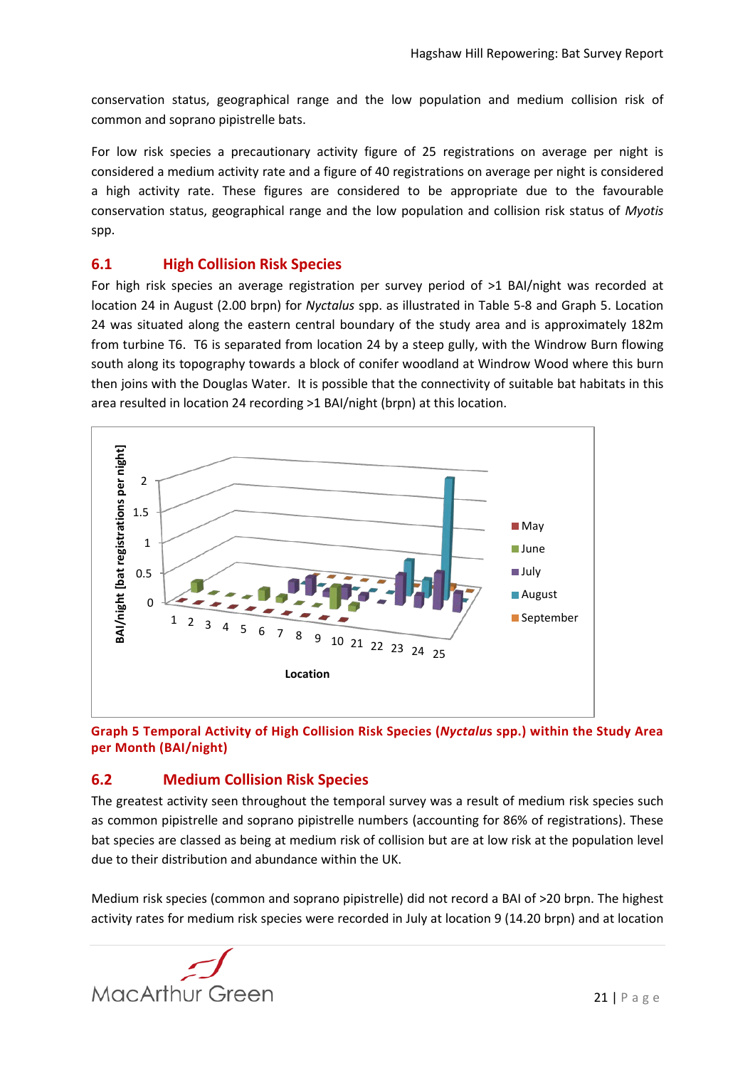conservation status, geographical range and the low population and medium collision risk of common and soprano pipistrelle bats.

For low risk species a precautionary activity figure of 25 registrations on average per night is considered a medium activity rate and a figure of 40 registrations on average per night is considered a high activity rate. These figures are considered to be appropriate due to the favourable conservation status, geographical range and the low population and collision risk status of *Myotis* spp.

## 6.1 High Collision Risk Species

For high risk species an average registration per survey period of >1 BAI/night was recorded at location 24 in August (2.00 brpn) for *Nyctalus* spp. as illustrated in Table 5-8 and Graph 5. Location 24 was situated along the eastern central boundary of the study area and is approximately 182m from turbine T6. T6 is separated from location 24 by a steep gully, with the Windrow Burn flowing south along its topography towards a block of conifer woodland at Windrow Wood where this burn then joins with the Douglas Water. It is possible that the connectivity of suitable bat habitats in this area resulted in location 24 recording >1 BAI/night (brpn) at this location.

**Graph 5 Temporal Activity of High Collision Risk Species (*Nyctalus* spp.) within the Study Area per Month (BAI/night)**

## 6.2 Medium Collision Risk Species

The greatest activity seen throughout the temporal survey was a result of medium risk species such as common pipistrelle and soprano pipistrelle numbers (accounting for 86% of registrations). These bat species are classed as being at medium risk of collision but are at low risk at the population level due to their distribution and abundance within the UK.

Medium risk species (common and soprano pipistrelle) did not record a BAI of >20 brpn. The highest activity rates for medium risk species were recorded in July at location 9 (14.20 brpn) and at location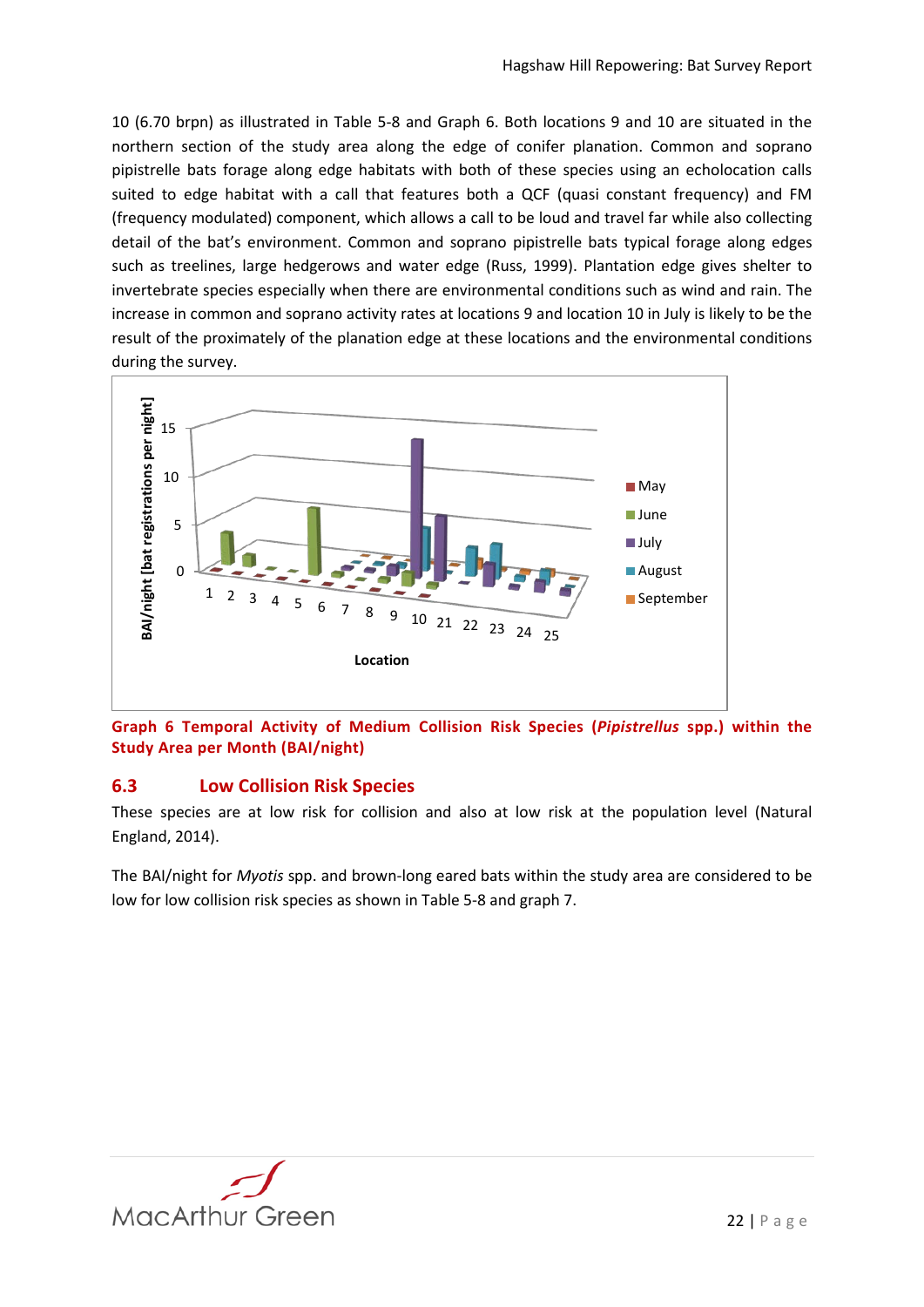10 (6.70 brpn) as illustrated in Table 5-8 and Graph 6. Both locations 9 and 10 are situated in the northern section of the study area along the edge of conifer planation. Common and soprano pipistrelle bats forage along edge habitats with both of these species using an echolocation calls suited to edge habitat with a call that features both a QCF (quasi constant frequency) and FM (frequency modulated) component, which allows a call to be loud and travel far while also collecting detail of the bat's environment. Common and soprano pipistrelle bats typical forage along edges such as treelines, large hedgerows and water edge (Russ, 1999). Plantation edge gives shelter to invertebrate species especially when there are environmental conditions such as wind and rain. The increase in common and soprano activity rates at locations 9 and location 10 in July is likely to be the result of the proximately of the planation edge at these locations and the environmental conditions during the survey.

**Graph 6 Temporal Activity of Medium Collision Risk Species (*Pipistrellus* spp.) within the Study Area per Month (BAI/night)**

## 6.3 Low Collision Risk Species

These species are at low risk for collision and also at low risk at the population level (Natural England, 2014).

The BAI/night for *Myotis* spp. and brown-long eared bats within the study area are considered to be low for low collision risk species as shown in Table 5-8 and graph 7.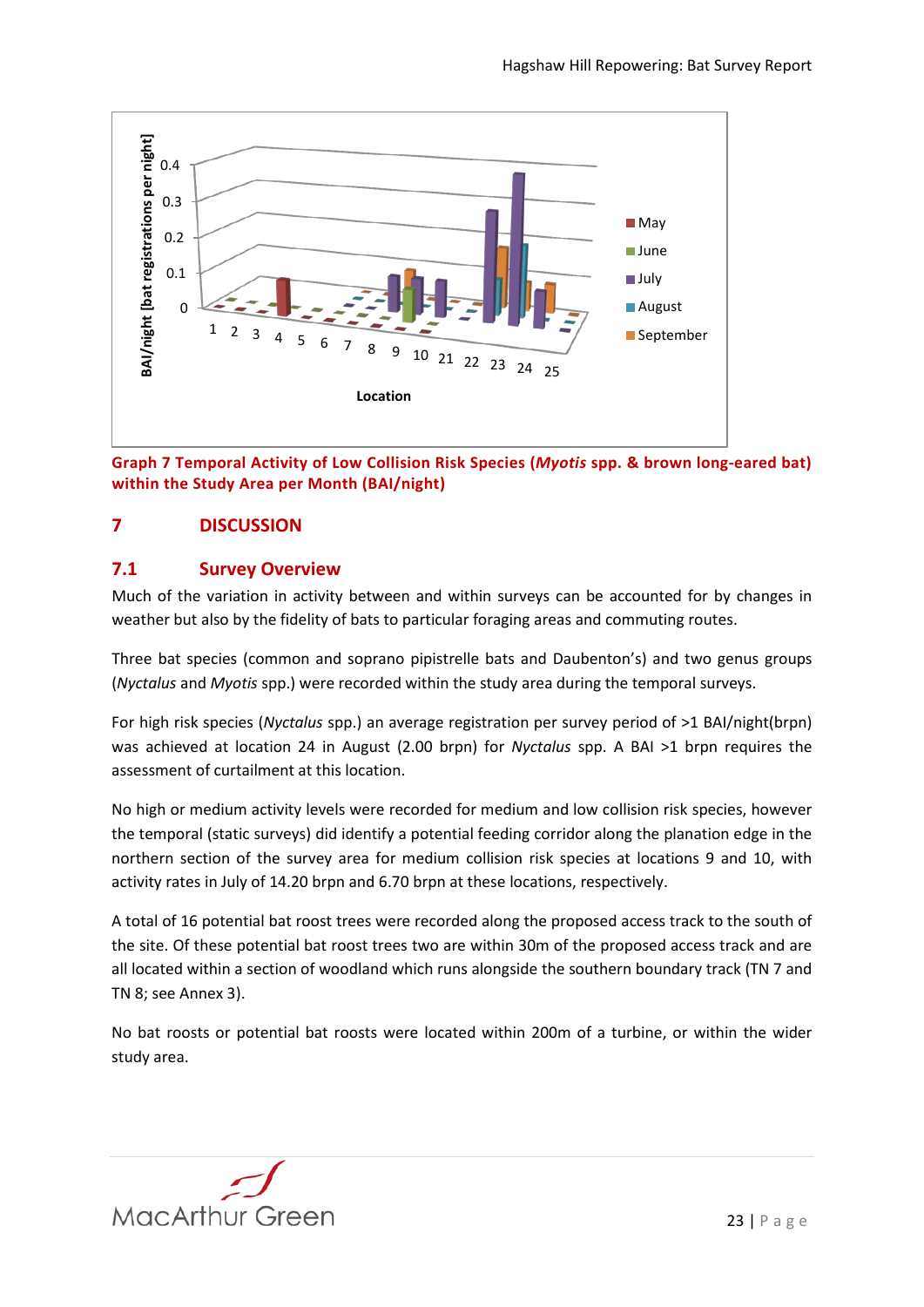Graph 7 Temporal Activity of Low Collision Risk Species (*Myotis* spp. & brown long-eared bat) within the Study Area per Month (BAI/night)

## 7 DISCUSSION

### 7.1 Survey Overview

Much of the variation in activity between and within surveys can be accounted for by changes in weather but also by the fidelity of bats to particular foraging areas and commuting routes.

Three bat species (common and soprano pipistrelle bats and Daubenton's) and two genus groups (*Nyctalus* and *Myotis* spp.) were recorded within the study area during the temporal surveys.

For high risk species (*Nyctalus* spp.) an average registration per survey period of >1 BAI/night(brpn) was achieved at location 24 in August (2.00 brpn) for *Nyctalus* spp. A BAI >1 brpn requires the assessment of curtailment at this location.

No high or medium activity levels were recorded for medium and low collision risk species, however the temporal (static surveys) did identify a potential feeding corridor along the planation edge in the northern section of the survey area for medium collision risk species at locations 9 and 10, with activity rates in July of 14.20 brpn and 6.70 brpn at these locations, respectively.

A total of 16 potential bat roost trees were recorded along the proposed access track to the south of the site. Of these potential bat roost trees two are within 30m of the proposed access track and are all located within a section of woodland which runs alongside the southern boundary track (TN 7 and TN 8; see Annex 3).

No bat roosts or potential bat roosts were located within 200m of a turbine, or within the wider study area.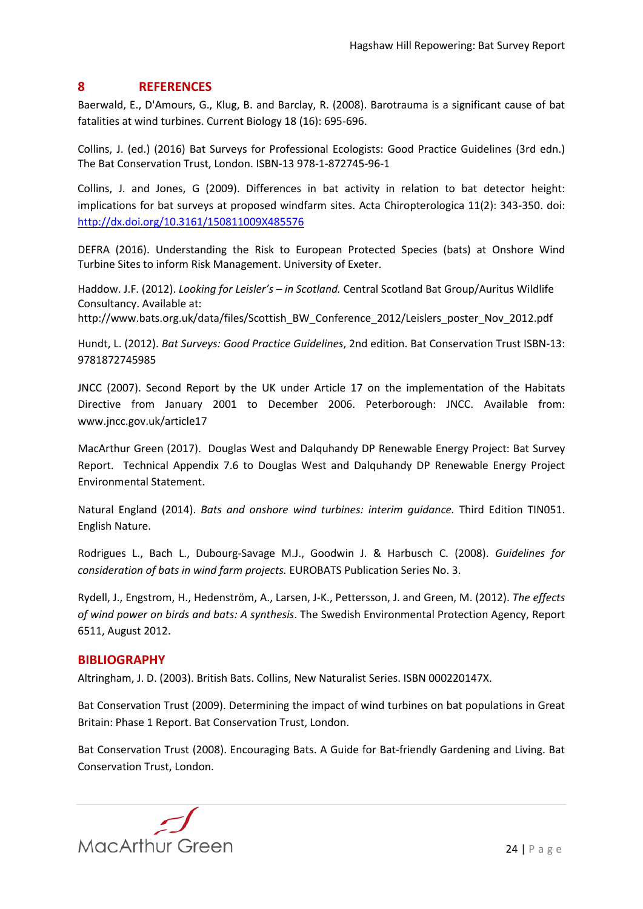## 8 REFERENCES

Baerwald, E., D'Amours, G., Klug, B. and Barclay, R. (2008). Barotrauma is a significant cause of bat fatalities at wind turbines. Current Biology 18 (16): 695-696.

Collins, J. (ed.) (2016) Bat Surveys for Professional Ecologists: Good Practice Guidelines (3rd edn.) The Bat Conservation Trust, London. ISBN-13 978-1-872745-96-1

Collins, J. and Jones, G (2009). Differences in bat activity in relation to bat detector height: implications for bat surveys at proposed windfarm sites. Acta Chiropterologica 11(2): 343-350. doi: http://dx.doi.org/10.3161/150811009X485576

DEFRA (2016). Understanding the Risk to European Protected Species (bats) at Onshore Wind Turbine Sites to inform Risk Management. University of Exeter.

Haddow. J.F. (2012). *Looking for Leisler's – in Scotland.* Central Scotland Bat Group/Auritus Wildlife Consultancy. Available at: http://www.bats.org.uk/data/files/Scottish_BW_Conference_2012/Leislers_poster_Nov_2012.pdf

Hundt, L. (2012). *Bat Surveys: Good Practice Guidelines*, 2nd edition. Bat Conservation Trust ISBN-13: 9781872745985

JNCC (2007). Second Report by the UK under Article 17 on the implementation of the Habitats Directive from January 2001 to December 2006. Peterborough: JNCC. Available from: www.jncc.gov.uk/article17

MacArthur Green (2017). Douglas West and Dalquhandy DP Renewable Energy Project: Bat Survey Report. Technical Appendix 7.6 to Douglas West and Dalquhandy DP Renewable Energy Project Environmental Statement.

Natural England (2014). *Bats and onshore wind turbines: interim guidance.* Third Edition TIN051. English Nature.

Rodrigues L., Bach L., Dubourg-Savage M.J., Goodwin J. & Harbusch C. (2008). *Guidelines for consideration of bats in wind farm projects.* EUROBATS Publication Series No. 3.

Rydell, J., Engstrom, H., Hedenström, A., Larsen, J-K., Pettersson, J. and Green, M. (2012). *The effects of wind power on birds and bats: A synthesis*. The Swedish Environmental Protection Agency, Report 6511, August 2012.

## BIBLIOGRAPHY

Altringham, J. D. (2003). British Bats. Collins, New Naturalist Series. ISBN 000220147X.

Bat Conservation Trust (2009). Determining the impact of wind turbines on bat populations in Great Britain: Phase 1 Report. Bat Conservation Trust, London.

Bat Conservation Trust (2008). Encouraging Bats. A Guide for Bat-friendly Gardening and Living. Bat Conservation Trust, London.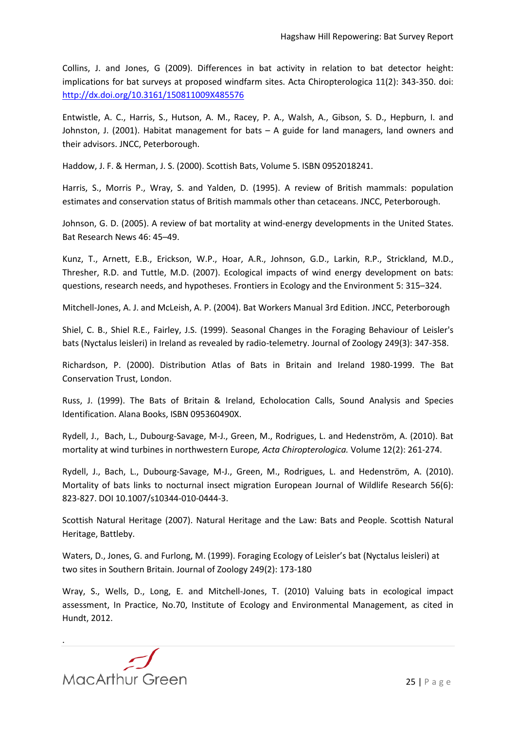Collins, J. and Jones, G (2009). Differences in bat activity in relation to bat detector height: implications for bat surveys at proposed windfarm sites. Acta Chiropterologica 11(2): 343-350. doi: http://dx.doi.org/10.3161/150811009X485576

Entwistle, A. C., Harris, S., Hutson, A. M., Racey, P. A., Walsh, A., Gibson, S. D., Hepburn, I. and Johnston, J. (2001). Habitat management for bats – A guide for land managers, land owners and their advisors. JNCC, Peterborough.

Haddow, J. F. & Herman, J. S. (2000). Scottish Bats, Volume 5. ISBN 0952018241.

Harris, S., Morris P., Wray, S. and Yalden, D. (1995). A review of British mammals: population estimates and conservation status of British mammals other than cetaceans. JNCC, Peterborough.

Johnson, G. D. (2005). A review of bat mortality at wind-energy developments in the United States. Bat Research News 46: 45–49.

Kunz, T., Arnett, E.B., Erickson, W.P., Hoar, A.R., Johnson, G.D., Larkin, R.P., Strickland, M.D., Thresher, R.D. and Tuttle, M.D. (2007). Ecological impacts of wind energy development on bats: questions, research needs, and hypotheses. Frontiers in Ecology and the Environment 5: 315–324.

Mitchell-Jones, A. J. and McLeish, A. P. (2004). Bat Workers Manual 3rd Edition. JNCC, Peterborough

Shiel, C. B., Shiel R.E., Fairley, J.S. (1999). Seasonal Changes in the Foraging Behaviour of Leisler's bats (Nyctalus leisleri) in Ireland as revealed by radio-telemetry. Journal of Zoology 249(3): 347-358.

Richardson, P. (2000). Distribution Atlas of Bats in Britain and Ireland 1980-1999. The Bat Conservation Trust, London.

Russ, J. (1999). The Bats of Britain & Ireland, Echolocation Calls, Sound Analysis and Species Identification. Alana Books, ISBN 095360490X.

Rydell, J., Bach, L., Dubourg-Savage, M-J., Green, M., Rodrigues, L. and Hedenström, A. (2010). Bat mortality at wind turbines in northwestern Europe, *Acta Chiropterologica.* Volume 12(2): 261-274.

Rydell, J., Bach, L., Dubourg-Savage, M-J., Green, M., Rodrigues, L. and Hedenström, A. (2010). Mortality of bats links to nocturnal insect migration European Journal of Wildlife Research 56(6): 823-827. DOI 10.1007/s10344-010-0444-3.

Scottish Natural Heritage (2007). Natural Heritage and the Law: Bats and People. Scottish Natural Heritage, Battleby.

Waters, D., Jones, G. and Furlong, M. (1999). Foraging Ecology of Leisler's bat (Nyctalus leisleri) at two sites in Southern Britain. Journal of Zoology 249(2): 173-180

Wray, S., Wells, D., Long, E. and Mitchell-Jones, T. (2010) Valuing bats in ecological impact assessment, In Practice, No.70, Institute of Ecology and Environmental Management, as cited in Hundt, 2012.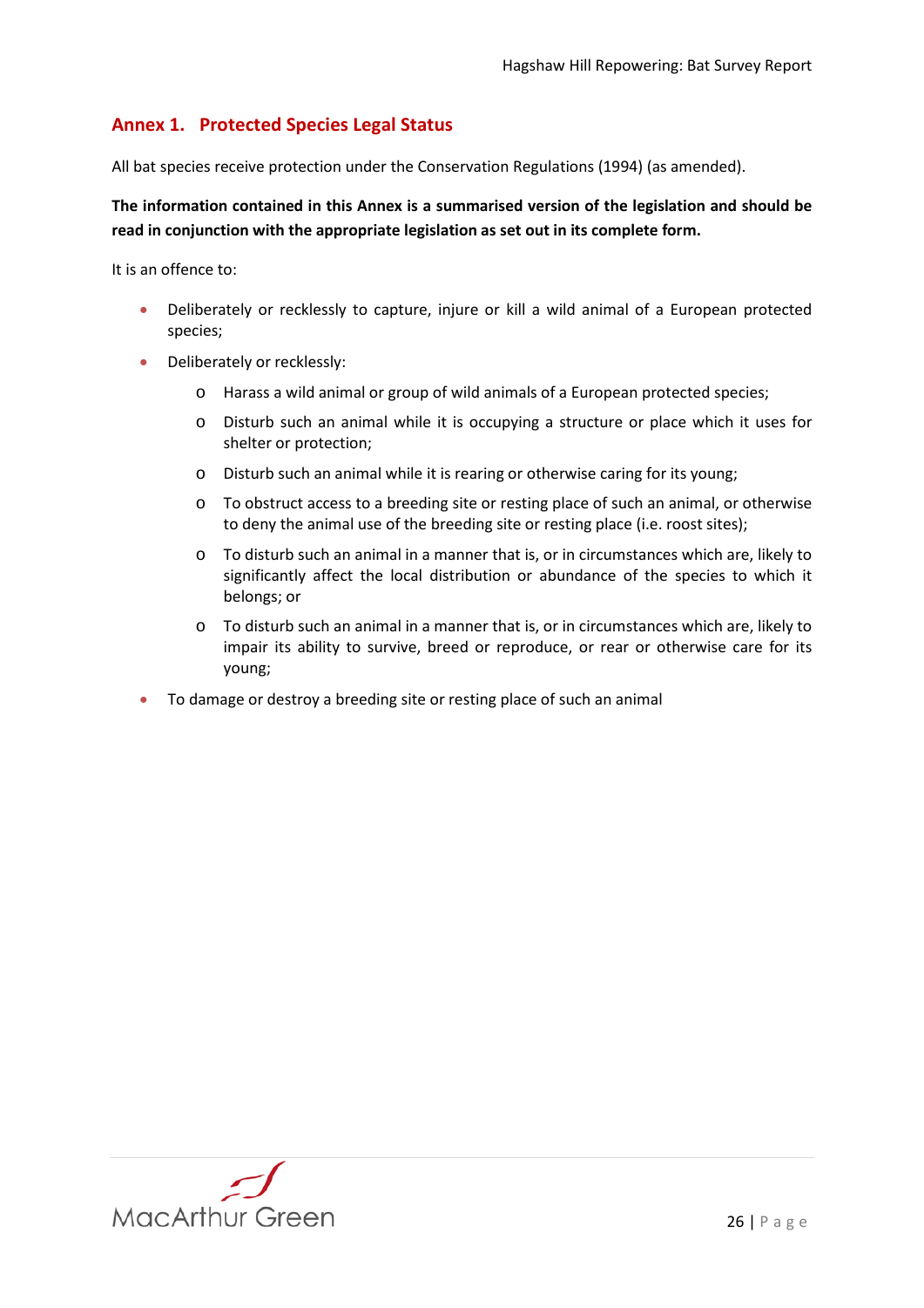## Annex 1. Protected Species Legal Status

All bat species receive protection under the Conservation Regulations (1994) (as amended).

**The information contained in this Annex is a summarised version of the legislation and should be read in conjunction with the appropriate legislation as set out in its complete form.**

It is an offence to:

- Deliberately or recklessly to capture, injure or kill a wild animal of a European protected species;
- Deliberately or recklessly:
  - Harass a wild animal or group of wild animals of a European protected species;
  - Disturb such an animal while it is occupying a structure or place which it uses for shelter or protection;
  - Disturb such an animal while it is rearing or otherwise caring for its young;
  - To obstruct access to a breeding site or resting place of such an animal, or otherwise to deny the animal use of the breeding site or resting place (i.e. roost sites);
  - To disturb such an animal in a manner that is, or in circumstances which are, likely to significantly affect the local distribution or abundance of the species to which it belongs; or
  - To disturb such an animal in a manner that is, or in circumstances which are, likely to impair its ability to survive, breed or reproduce, or rear or otherwise care for its young;
- To damage or destroy a breeding site or resting place of such an animal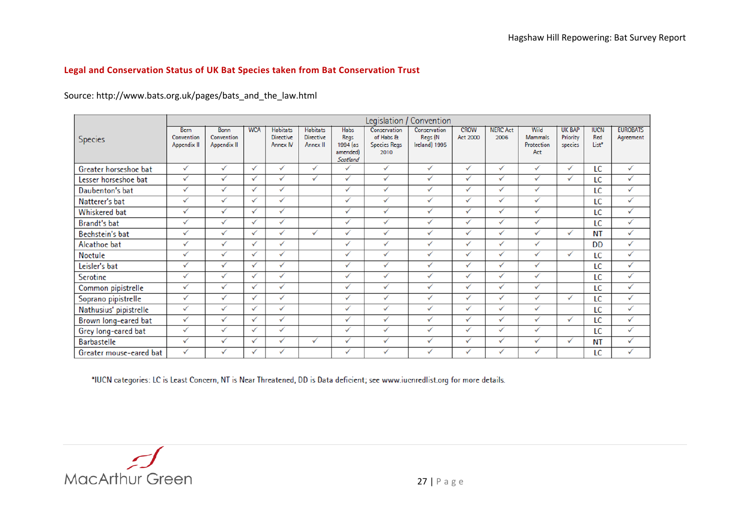**Legal and Conservation Status of UK Bat Species taken from Bat Conservation Trust**

Source: http://www.bats.org.uk/pages/bats_and_the_law.html

| Species | Legislation / Convention | | | | | | | | | | | | | |
|---|---|---|---|---|---|---|---|---|---|---|---|---|---|---|
| | Bern Convention Appendix II | Bonn Convention Appendix II | WCA | Habitats Directive Annex IV | Habitats Directive Annex II | Habs Regs 1994 (as amended) *Scotland* | Conservation of Habs & Species Regs 2010 | Conservation Regs (N Ireland) 1995 | CROW Act 2000 | NERC Act 2006 | Wild Mammals Protection Act | UK BAP Priority species | IUCN Red List* | EUROBATS Agreement |
| Greater horseshoe bat | ✓ | ✓ | ✓ | ✓ | ✓ | ✓ | ✓ | ✓ | ✓ | ✓ | ✓ | ✓ | LC | ✓ |
| Lesser horseshoe bat | ✓ | ✓ | ✓ | ✓ | ✓ | ✓ | ✓ | ✓ | ✓ | ✓ | ✓ | ✓ | LC | ✓ |
| Daubenton's bat | ✓ | ✓ | ✓ | ✓ | | ✓ | ✓ | ✓ | ✓ | ✓ | ✓ | | LC | ✓ |
| Natterer's bat | ✓ | ✓ | ✓ | ✓ | | ✓ | ✓ | ✓ | ✓ | ✓ | ✓ | | LC | ✓ |
| Whiskered bat | ✓ | ✓ | ✓ | ✓ | | ✓ | ✓ | ✓ | ✓ | ✓ | ✓ | | LC | ✓ |
| Brandt's bat | ✓ | ✓ | ✓ | ✓ | | ✓ | ✓ | ✓ | ✓ | ✓ | ✓ | | LC | ✓ |
| Bechstein's bat | ✓ | ✓ | ✓ | ✓ | ✓ | ✓ | ✓ | ✓ | ✓ | ✓ | ✓ | ✓ | NT | ✓ |
| Alcathoe bat | ✓ | ✓ | ✓ | ✓ | | ✓ | ✓ | ✓ | ✓ | ✓ | ✓ | | DD | ✓ |
| Noctule | ✓ | ✓ | ✓ | ✓ | | ✓ | ✓ | ✓ | ✓ | ✓ | ✓ | ✓ | LC | ✓ |
| Leisler's bat | ✓ | ✓ | ✓ | ✓ | | ✓ | ✓ | ✓ | ✓ | ✓ | ✓ | | LC | ✓ |
| Serotine | ✓ | ✓ | ✓ | ✓ | | ✓ | ✓ | ✓ | ✓ | ✓ | ✓ | | LC | ✓ |
| Common pipistrelle | ✓ | ✓ | ✓ | ✓ | | ✓ | ✓ | ✓ | ✓ | ✓ | ✓ | | LC | ✓ |
| Soprano pipistrelle | ✓ | ✓ | ✓ | ✓ | | ✓ | ✓ | ✓ | ✓ | ✓ | ✓ | ✓ | LC | ✓ |
| Nathusius' pipistrelle | ✓ | ✓ | ✓ | ✓ | | ✓ | ✓ | ✓ | ✓ | ✓ | ✓ | | LC | ✓ |
| Brown long-eared bat | ✓ | ✓ | ✓ | ✓ | | ✓ | ✓ | ✓ | ✓ | ✓ | ✓ | ✓ | LC | ✓ |
| Grey long-eared bat | ✓ | ✓ | ✓ | ✓ | | ✓ | ✓ | ✓ | ✓ | ✓ | ✓ | | LC | ✓ |
| Barbastelle | ✓ | ✓ | ✓ | ✓ | ✓ | ✓ | ✓ | ✓ | ✓ | ✓ | ✓ | ✓ | NT | ✓ |
| Greater mouse-eared bat | ✓ | ✓ | ✓ | ✓ | | ✓ | ✓ | ✓ | ✓ | ✓ | ✓ | | LC | ✓ |

*IUCN categories: LC is Least Concern, NT is Near Threatened, DD is Data deficient; see www.iucnredlist.org for more details.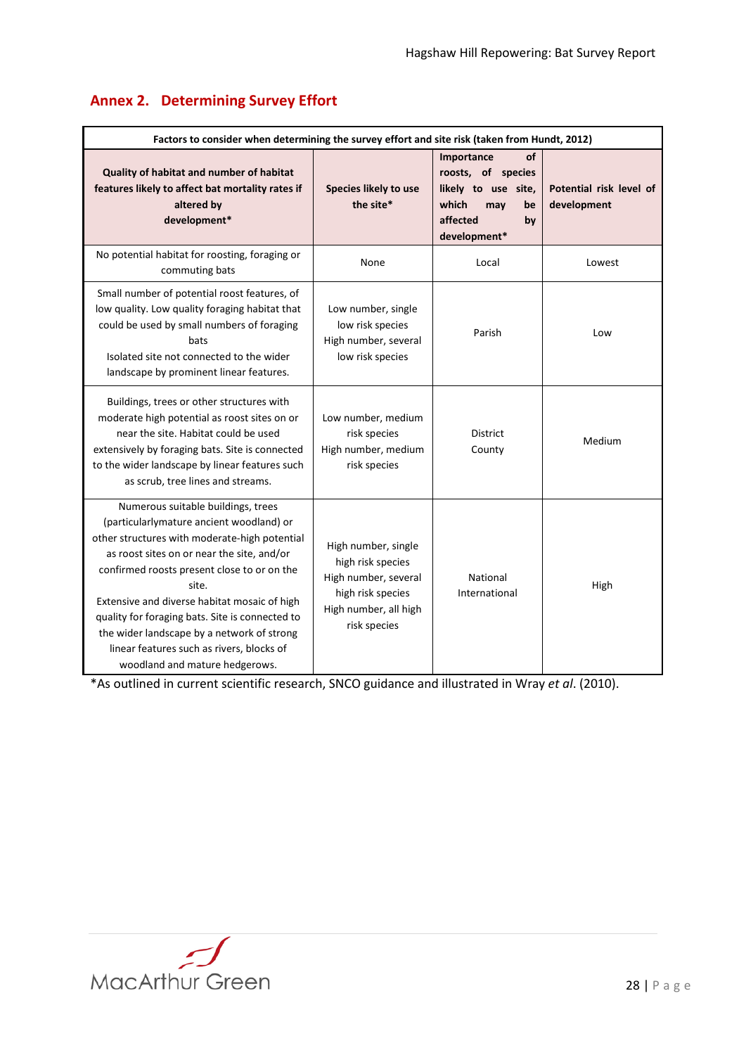## Annex 2. Determining Survey Effort

| Factors to consider when determining the survey effort and site risk (taken from Hundt, 2012) | | | |
|---|---|---|---|
| **Quality of habitat and number of habitat features likely to affect bat mortality rates if altered by development*** | **Species likely to use the site*** | **Importance of roosts, of species likely to use site, which may be affected by development*** | **Potential risk level of development** |
| No potential habitat for roosting, foraging or commuting bats | None | Local | Lowest |
| Small number of potential roost features, of low quality. Low quality foraging habitat that could be used by small numbers of foraging bats<br>Isolated site not connected to the wider landscape by prominent linear features. | Low number, single low risk species<br>High number, several low risk species | Parish | Low |
| Buildings, trees or other structures with moderate high potential as roost sites on or near the site. Habitat could be used extensively by foraging bats. Site is connected to the wider landscape by linear features such as scrub, tree lines and streams. | Low number, medium risk species<br>High number, medium risk species | District<br>County | Medium |
| Numerous suitable buildings, trees (particularlymature ancient woodland) or other structures with moderate-high potential as roost sites on or near the site, and/or confirmed roosts present close to or on the site.<br>Extensive and diverse habitat mosaic of high quality for foraging bats. Site is connected to the wider landscape by a network of strong linear features such as rivers, blocks of woodland and mature hedgerows. | High number, single high risk species<br>High number, several high risk species<br>High number, all high risk species | National<br>International | High |

*As outlined in current scientific research, SNCO guidance and illustrated in Wray *et al*. (2010).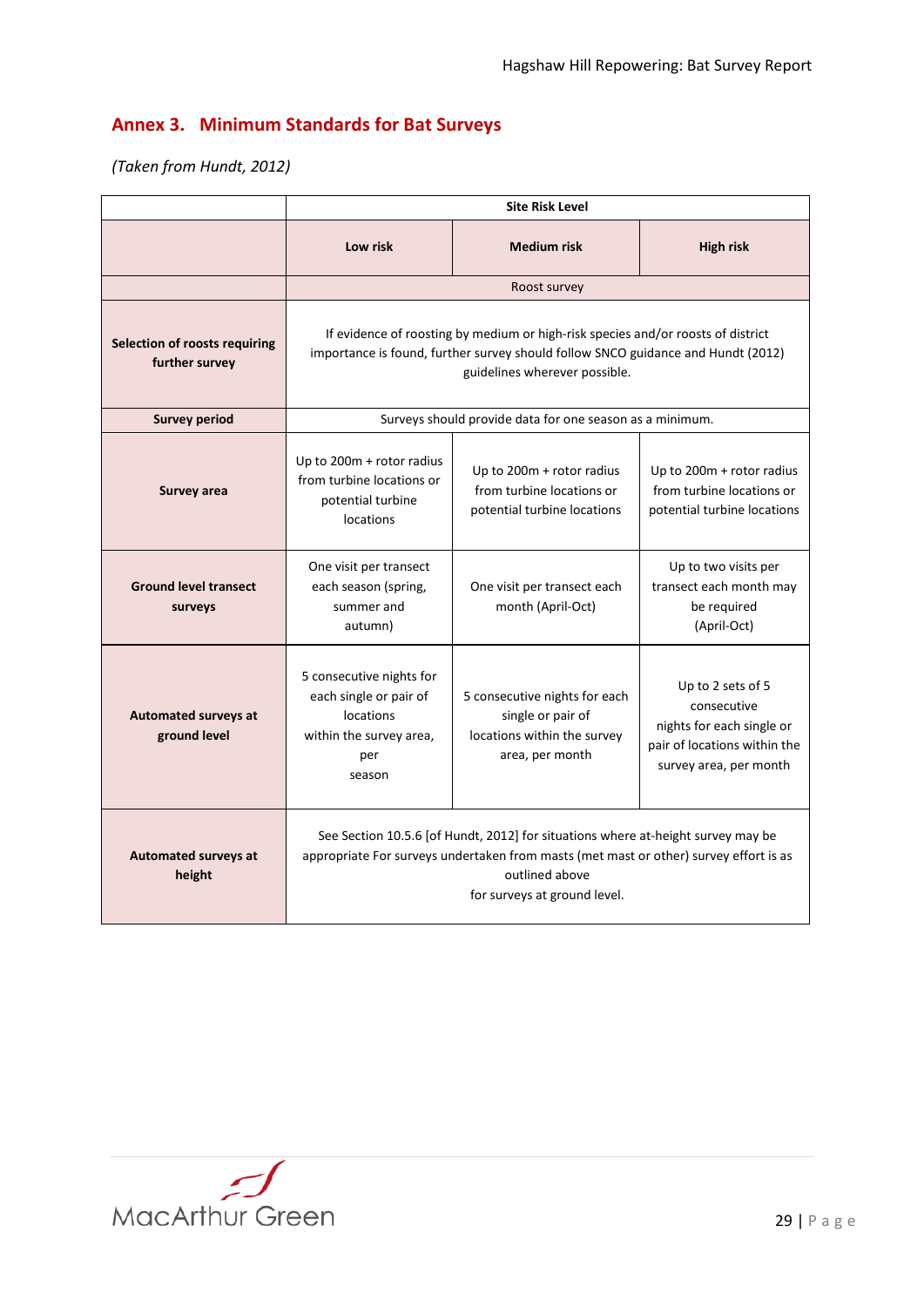## Annex 3. Minimum Standards for Bat Surveys

*(Taken from Hundt, 2012)*

| | Site Risk Level | | |
|---|---|---|---|
| | **Low risk** | **Medium risk** | **High risk** |
| | Roost survey | | |
| **Selection of roosts requiring further survey** | If evidence of roosting by medium or high-risk species and/or roosts of district importance is found, further survey should follow SNCO guidance and Hundt (2012) guidelines wherever possible. | | |
| **Survey period** | Surveys should provide data for one season as a minimum. | | |
| **Survey area** | Up to 200m + rotor radius from turbine locations or potential turbine locations | Up to 200m + rotor radius from turbine locations or potential turbine locations | Up to 200m + rotor radius from turbine locations or potential turbine locations |
| **Ground level transect surveys** | One visit per transect each season (spring, summer and autumn) | One visit per transect each month (April-Oct) | Up to two visits per transect each month may be required (April-Oct) |
| **Automated surveys at ground level** | 5 consecutive nights for each single or pair of locations within the survey area, per season | 5 consecutive nights for each single or pair of locations within the survey area, per month | Up to 2 sets of 5 consecutive nights for each single or pair of locations within the survey area, per month |
| **Automated surveys at height** | See Section 10.5.6 [of Hundt, 2012] for situations where at-height survey may be appropriate For surveys undertaken from masts (met mast or other) survey effort is as outlined above for surveys at ground level. | | |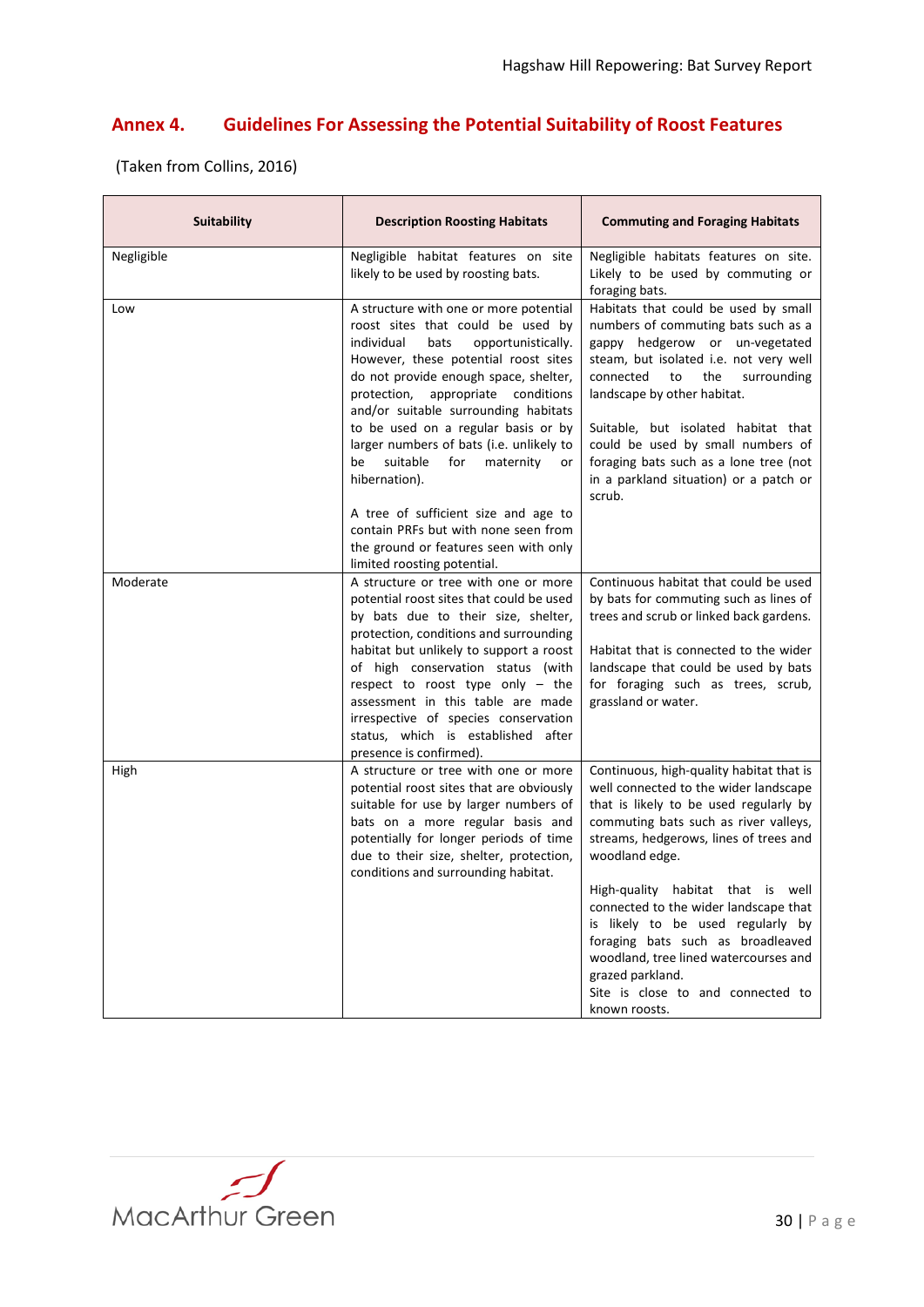## Annex 4. Guidelines For Assessing the Potential Suitability of Roost Features

(Taken from Collins, 2016)

| Suitability | Description Roosting Habitats | Commuting and Foraging Habitats |
|---|---|---|
| Negligible | Negligible habitat features on site likely to be used by roosting bats. | Negligible habitats features on site. Likely to be used by commuting or foraging bats. |
| Low | A structure with one or more potential roost sites that could be used by individual bats opportunistically. However, these potential roost sites do not provide enough space, shelter, protection, appropriate conditions and/or suitable surrounding habitats to be used on a regular basis or by larger numbers of bats (i.e. unlikely to be suitable for maternity or hibernation).<br><br>A tree of sufficient size and age to contain PRFs but with none seen from the ground or features seen with only limited roosting potential. | Habitats that could be used by small numbers of commuting bats such as a gappy hedgerow or un-vegetated steam, but isolated i.e. not very well connected to the surrounding landscape by other habitat.<br><br>Suitable, but isolated habitat that could be used by small numbers of foraging bats such as a lone tree (not in a parkland situation) or a patch or scrub. |
| Moderate | A structure or tree with one or more potential roost sites that could be used by bats due to their size, shelter, protection, conditions and surrounding habitat but unlikely to support a roost of high conservation status (with respect to roost type only – the assessment in this table are made irrespective of species conservation status, which is established after presence is confirmed). | Continuous habitat that could be used by bats for commuting such as lines of trees and scrub or linked back gardens.<br><br>Habitat that is connected to the wider landscape that could be used by bats for foraging such as trees, scrub, grassland or water. |
| High | A structure or tree with one or more potential roost sites that are obviously suitable for use by larger numbers of bats on a more regular basis and potentially for longer periods of time due to their size, shelter, protection, conditions and surrounding habitat. | Continuous, high-quality habitat that is well connected to the wider landscape that is likely to be used regularly by commuting bats such as river valleys, streams, hedgerows, lines of trees and woodland edge.<br><br>High-quality habitat that is well connected to the wider landscape that is likely to be used regularly by foraging bats such as broadleaved woodland, tree lined watercourses and grazed parkland.<br>Site is close to and connected to known roosts. |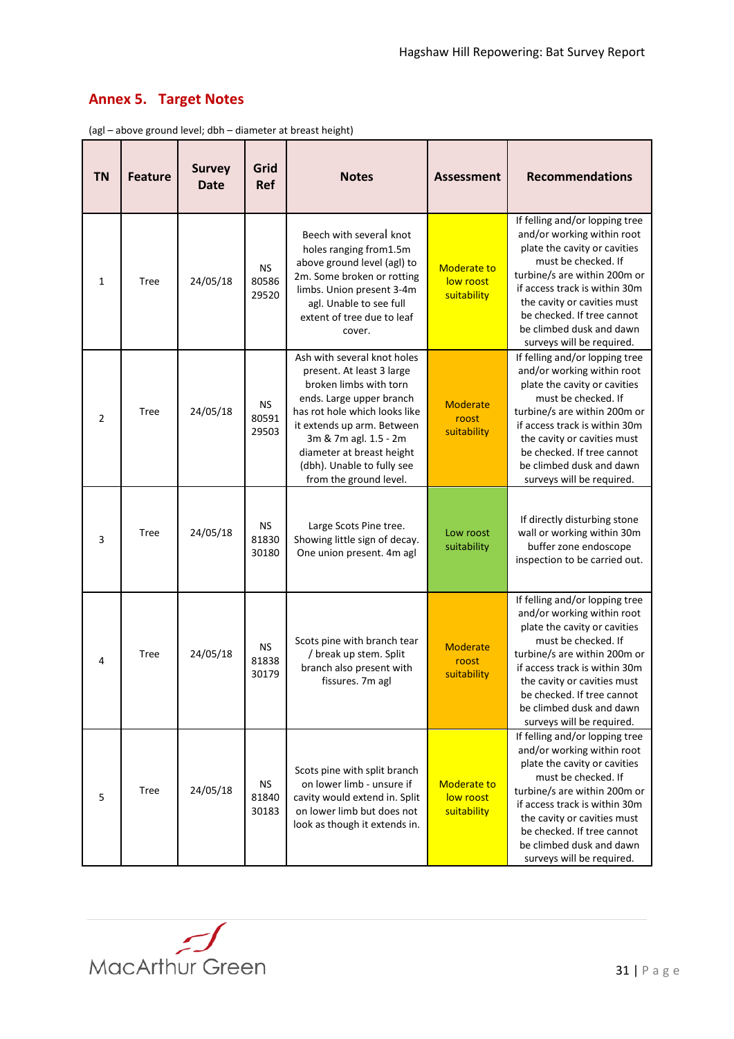## Annex 5. Target Notes

(agl – above ground level; dbh – diameter at breast height)

| TN | Feature | Survey Date | Grid Ref | Notes | Assessment | Recommendations |
|---|---|---|---|---|---|---|
| 1 | Tree | 24/05/18 | NS 80586 29520 | Beech with several knot holes ranging from1.5m above ground level (agl) to 2m. Some broken or rotting limbs. Union present 3-4m agl. Unable to see full extent of tree due to leaf cover. | Moderate to low roost suitability | If felling and/or lopping tree and/or working within root plate the cavity or cavities must be checked. If turbine/s are within 200m or if access track is within 30m the cavity or cavities must be checked. If tree cannot be climbed dusk and dawn surveys will be required. |
| 2 | Tree | 24/05/18 | NS 80591 29503 | Ash with several knot holes present. At least 3 large broken limbs with torn ends. Large upper branch has rot hole which looks like it extends up arm. Between 3m & 7m agl. 1.5 - 2m diameter at breast height (dbh). Unable to fully see from the ground level. | Moderate roost suitability | If felling and/or lopping tree and/or working within root plate the cavity or cavities must be checked. If turbine/s are within 200m or if access track is within 30m the cavity or cavities must be checked. If tree cannot be climbed dusk and dawn surveys will be required. |
| 3 | Tree | 24/05/18 | NS 81830 30180 | Large Scots Pine tree. Showing little sign of decay. One union present. 4m agl | Low roost suitability | If directly disturbing stone wall or working within 30m buffer zone endoscope inspection to be carried out. |
| 4 | Tree | 24/05/18 | NS 81838 30179 | Scots pine with branch tear / break up stem. Split branch also present with fissures. 7m agl | Moderate roost suitability | If felling and/or lopping tree and/or working within root plate the cavity or cavities must be checked. If turbine/s are within 200m or if access track is within 30m the cavity or cavities must be checked. If tree cannot be climbed dusk and dawn surveys will be required. |
| 5 | Tree | 24/05/18 | NS 81840 30183 | Scots pine with split branch on lower limb - unsure if cavity would extend in. Split on lower limb but does not look as though it extends in. | Moderate to low roost suitability | If felling and/or lopping tree and/or working within root plate the cavity or cavities must be checked. If turbine/s are within 200m or if access track is within 30m the cavity or cavities must be checked. If tree cannot be climbed dusk and dawn surveys will be required. |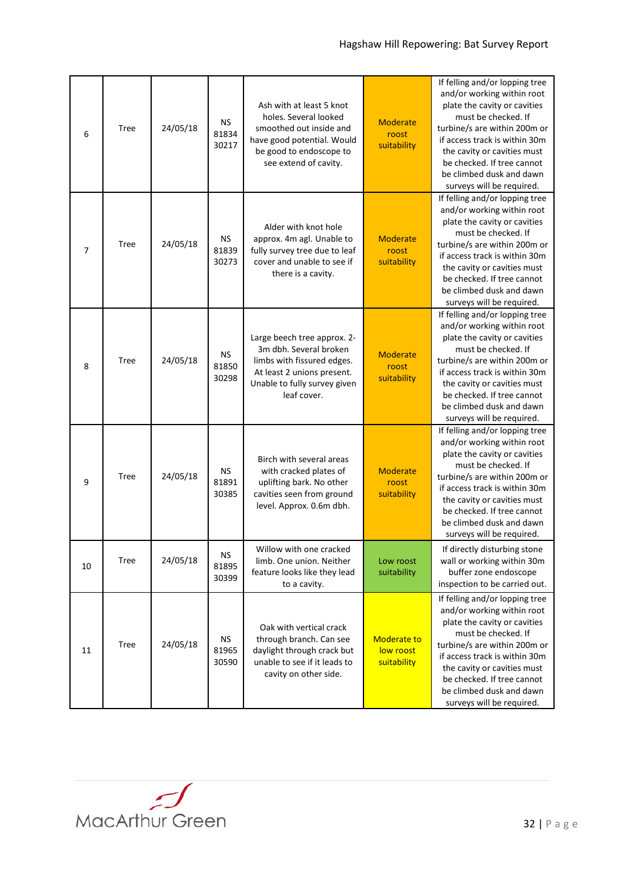| 6 | Tree | 24/05/18 | NS 81834 30217 | Ash with at least 5 knot holes. Several looked smoothed out inside and have good potential. Would be good to endoscope to see extend of cavity. | Moderate roost suitability | If felling and/or lopping tree and/or working within root plate the cavity or cavities must be checked. If turbine/s are within 200m or if access track is within 30m the cavity or cavities must be checked. If tree cannot be climbed dusk and dawn surveys will be required. |
|---|---|---|---|---|---|---|
| 7 | Tree | 24/05/18 | NS 81839 30273 | Alder with knot hole approx. 4m agl. Unable to fully survey tree due to leaf cover and unable to see if there is a cavity. | Moderate roost suitability | If felling and/or lopping tree and/or working within root plate the cavity or cavities must be checked. If turbine/s are within 200m or if access track is within 30m the cavity or cavities must be checked. If tree cannot be climbed dusk and dawn surveys will be required. |
| 8 | Tree | 24/05/18 | NS 81850 30298 | Large beech tree approx. 2-3m dbh. Several broken limbs with fissured edges. At least 2 unions present. Unable to fully survey given leaf cover. | Moderate roost suitability | If felling and/or lopping tree and/or working within root plate the cavity or cavities must be checked. If turbine/s are within 200m or if access track is within 30m the cavity or cavities must be checked. If tree cannot be climbed dusk and dawn surveys will be required. |
| 9 | Tree | 24/05/18 | NS 81891 30385 | Birch with several areas with cracked plates of uplifting bark. No other cavities seen from ground level. Approx. 0.6m dbh. | Moderate roost suitability | If felling and/or lopping tree and/or working within root plate the cavity or cavities must be checked. If turbine/s are within 200m or if access track is within 30m the cavity or cavities must be checked. If tree cannot be climbed dusk and dawn surveys will be required. |
| 10 | Tree | 24/05/18 | NS 81895 30399 | Willow with one cracked limb. One union. Neither feature looks like they lead to a cavity. | Low roost suitability | If directly disturbing stone wall or working within 30m buffer zone endoscope inspection to be carried out. |
| 11 | Tree | 24/05/18 | NS 81965 30590 | Oak with vertical crack through branch. Can see daylight through crack but unable to see if it leads to cavity on other side. | Moderate to low roost suitability | If felling and/or lopping tree and/or working within root plate the cavity or cavities must be checked. If turbine/s are within 200m or if access track is within 30m the cavity or cavities must be checked. If tree cannot be climbed dusk and dawn surveys will be required. |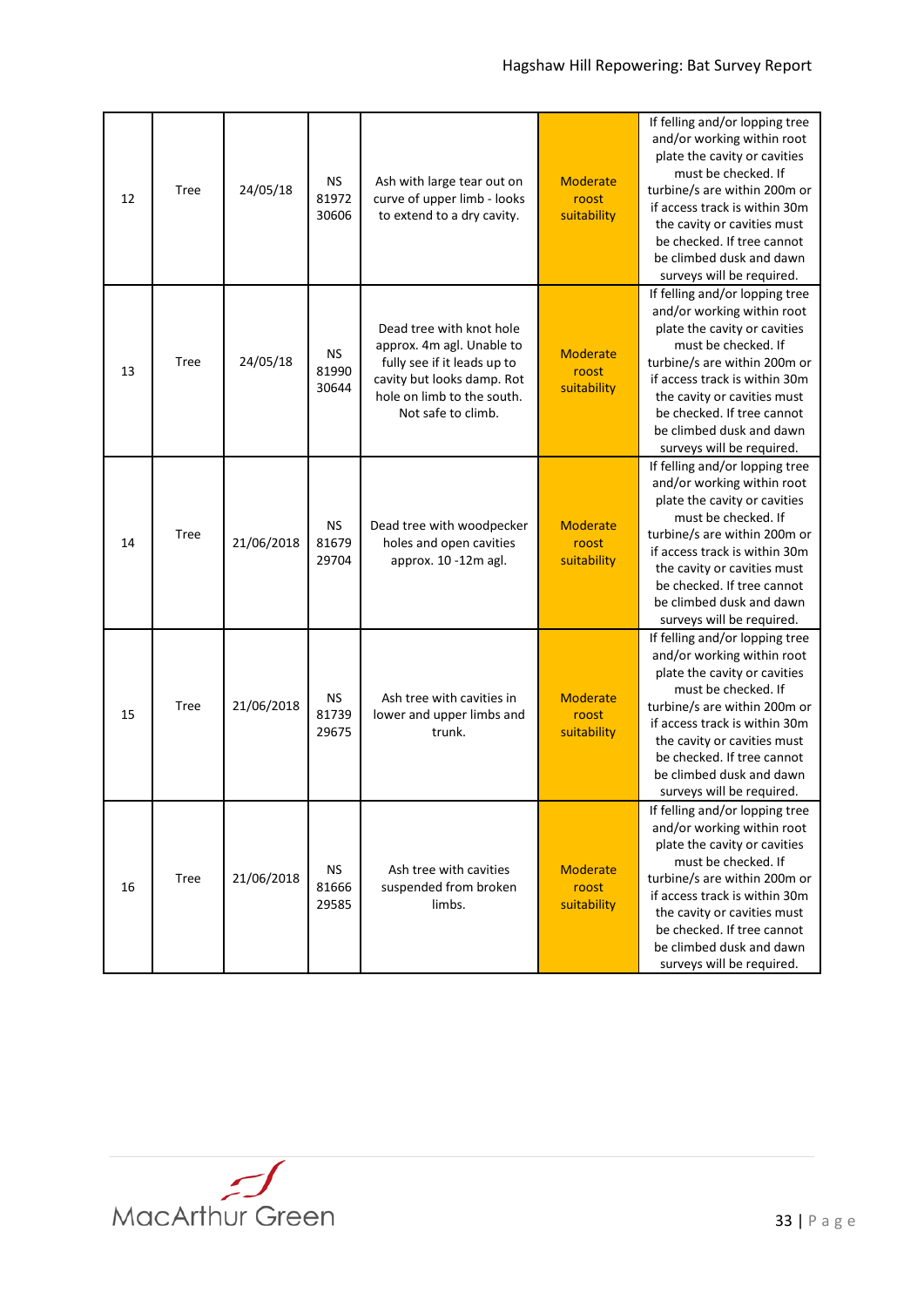| 12 | Tree | 24/05/18 | NS 81972 30606 | Ash with large tear out on curve of upper limb - looks to extend to a dry cavity. | Moderate roost suitability | If felling and/or lopping tree and/or working within root plate the cavity or cavities must be checked. If turbine/s are within 200m or if access track is within 30m the cavity or cavities must be checked. If tree cannot be climbed dusk and dawn surveys will be required. |
|---|---|---|---|---|---|---|
| 13 | Tree | 24/05/18 | NS 81990 30644 | Dead tree with knot hole approx. 4m agl. Unable to fully see if it leads up to cavity but looks damp. Rot hole on limb to the south. Not safe to climb. | Moderate roost suitability | If felling and/or lopping tree and/or working within root plate the cavity or cavities must be checked. If turbine/s are within 200m or if access track is within 30m the cavity or cavities must be checked. If tree cannot be climbed dusk and dawn surveys will be required. |
| 14 | Tree | 21/06/2018 | NS 81679 29704 | Dead tree with woodpecker holes and open cavities approx. 10 -12m agl. | Moderate roost suitability | If felling and/or lopping tree and/or working within root plate the cavity or cavities must be checked. If turbine/s are within 200m or if access track is within 30m the cavity or cavities must be checked. If tree cannot be climbed dusk and dawn surveys will be required. |
| 15 | Tree | 21/06/2018 | NS 81739 29675 | Ash tree with cavities in lower and upper limbs and trunk. | Moderate roost suitability | If felling and/or lopping tree and/or working within root plate the cavity or cavities must be checked. If turbine/s are within 200m or if access track is within 30m the cavity or cavities must be checked. If tree cannot be climbed dusk and dawn surveys will be required. |
| 16 | Tree | 21/06/2018 | NS 81666 29585 | Ash tree with cavities suspended from broken limbs. | Moderate roost suitability | If felling and/or lopping tree and/or working within root plate the cavity or cavities must be checked. If turbine/s are within 200m or if access track is within 30m the cavity or cavities must be checked. If tree cannot be climbed dusk and dawn surveys will be required. |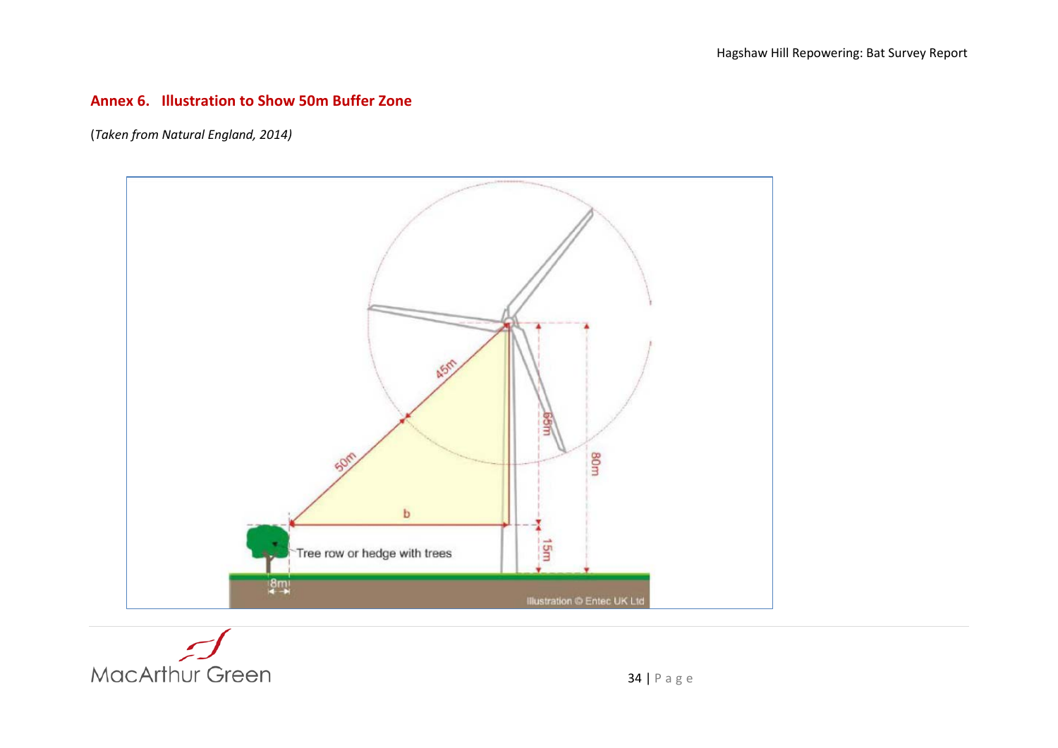## Annex 6. Illustration to Show 50m Buffer Zone

(*Taken from Natural England, 2014)*

45m

50m

b

65m

80m

15m

Tree row or hedge with trees

8m

Illustration © Entec UK Ltd